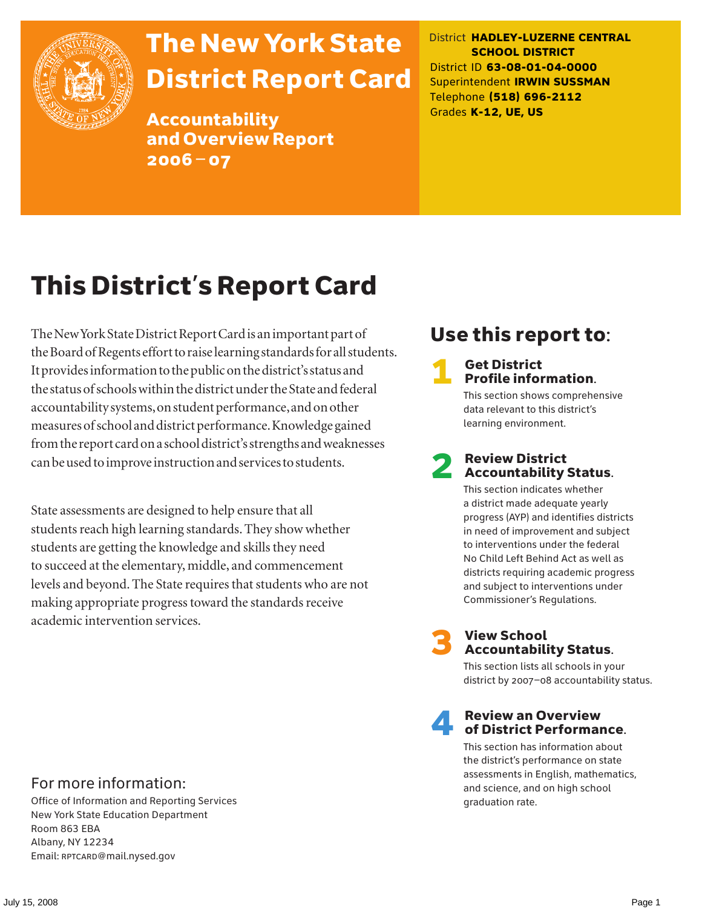# The New York State District Report Card

## Accountability and Overview Report 2006 – 07

District **HADLEY-LUZERNE CENTRAL SCHOOL DISTRICT**
District ID **63-08-01-04-0000**
Superintendent **IRWIN SUSSMAN**
Telephone **(518) 696-2112**
Grades **K-12, UE, US**

# This District's Report Card

The New York State District Report Card is an important part of the Board of Regents effort to raise learning standards for all students. It provides information to the public on the district's status and the status of schools within the district under the State and federal accountability systems, on student performance, and on other measures of school and district performance. Knowledge gained from the report card on a school district's strengths and weaknesses can be used to improve instruction and services to students.

State assessments are designed to help ensure that all students reach high learning standards. They show whether students are getting the knowledge and skills they need to succeed at the elementary, middle, and commencement levels and beyond. The State requires that students who are not making appropriate progress toward the standards receive academic intervention services.

## Use this report to:

1. **Get District Profile information.**
   This section shows comprehensive data relevant to this district's learning environment.

2. **Review District Accountability Status.**
   This section indicates whether a district made adequate yearly progress (AYP) and identifies districts in need of improvement and subject to interventions under the federal No Child Left Behind Act as well as districts requiring academic progress and subject to interventions under Commissioner's Regulations.

3. **View School Accountability Status.**
   This section lists all schools in your district by 2007–08 accountability status.

4. **Review an Overview of District Performance.**
   This section has information about the district's performance on state assessments in English, mathematics, and science, and on high school graduation rate.

## For more information:

Office of Information and Reporting Services
New York State Education Department
Room 863 EBA
Albany, NY 12234
Email: RPTCARD@mail.nysed.gov

July 15, 2008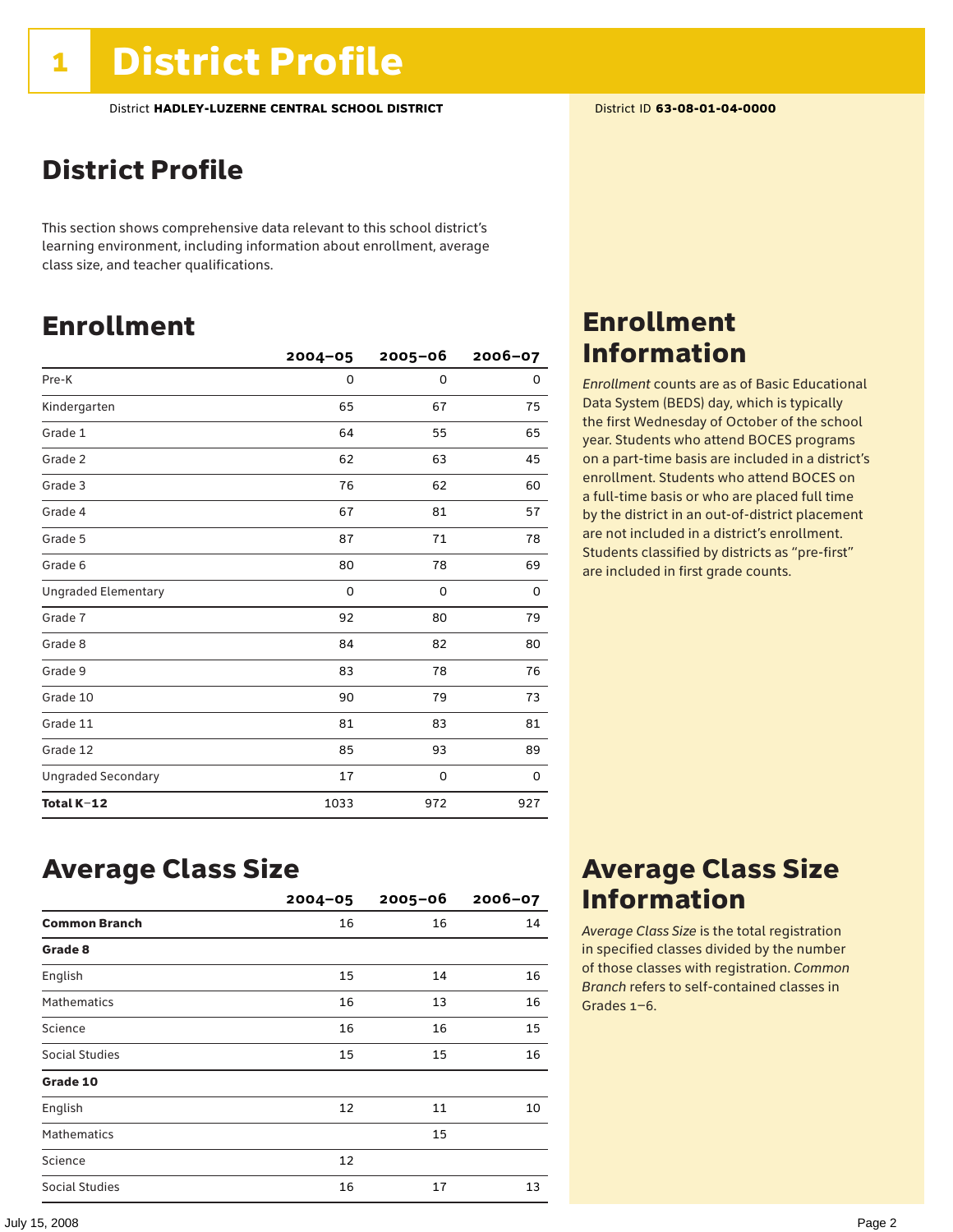# 1 District Profile

District **HADLEY-LUZERNE CENTRAL SCHOOL DISTRICT** District ID **63-08-01-04-0000**

## District Profile

This section shows comprehensive data relevant to this school district's learning environment, including information about enrollment, average class size, and teacher qualifications.

## Enrollment

| | 2004–05 | 2005–06 | 2006–07 |
|---|---|---|---|
| Pre-K | 0 | 0 | 0 |
| Kindergarten | 65 | 67 | 75 |
| Grade 1 | 64 | 55 | 65 |
| Grade 2 | 62 | 63 | 45 |
| Grade 3 | 76 | 62 | 60 |
| Grade 4 | 67 | 81 | 57 |
| Grade 5 | 87 | 71 | 78 |
| Grade 6 | 80 | 78 | 69 |
| Ungraded Elementary | 0 | 0 | 0 |
| Grade 7 | 92 | 80 | 79 |
| Grade 8 | 84 | 82 | 80 |
| Grade 9 | 83 | 78 | 76 |
| Grade 10 | 90 | 79 | 73 |
| Grade 11 | 81 | 83 | 81 |
| Grade 12 | 85 | 93 | 89 |
| Ungraded Secondary | 17 | 0 | 0 |
| **Total K–12** | 1033 | 972 | 927 |

## Enrollment Information

*Enrollment* counts are as of Basic Educational Data System (BEDS) day, which is typically the first Wednesday of October of the school year. Students who attend BOCES programs on a part-time basis are included in a district's enrollment. Students who attend BOCES on a full-time basis or who are placed full time by the district in an out-of-district placement are not included in a district's enrollment. Students classified by districts as "pre-first" are included in first grade counts.

## Average Class Size

| | 2004–05 | 2005–06 | 2006–07 |
|---|---|---|---|
| **Common Branch** | 16 | 16 | 14 |
| **Grade 8** | | | |
| English | 15 | 14 | 16 |
| Mathematics | 16 | 13 | 16 |
| Science | 16 | 16 | 15 |
| Social Studies | 15 | 15 | 16 |
| **Grade 10** | | | |
| English | 12 | 11 | 10 |
| Mathematics | | 15 | |
| Science | 12 | | |
| Social Studies | 16 | 17 | 13 |

## Average Class Size Information

*Average Class Size* is the total registration in specified classes divided by the number of those classes with registration. *Common Branch* refers to self-contained classes in Grades 1–6.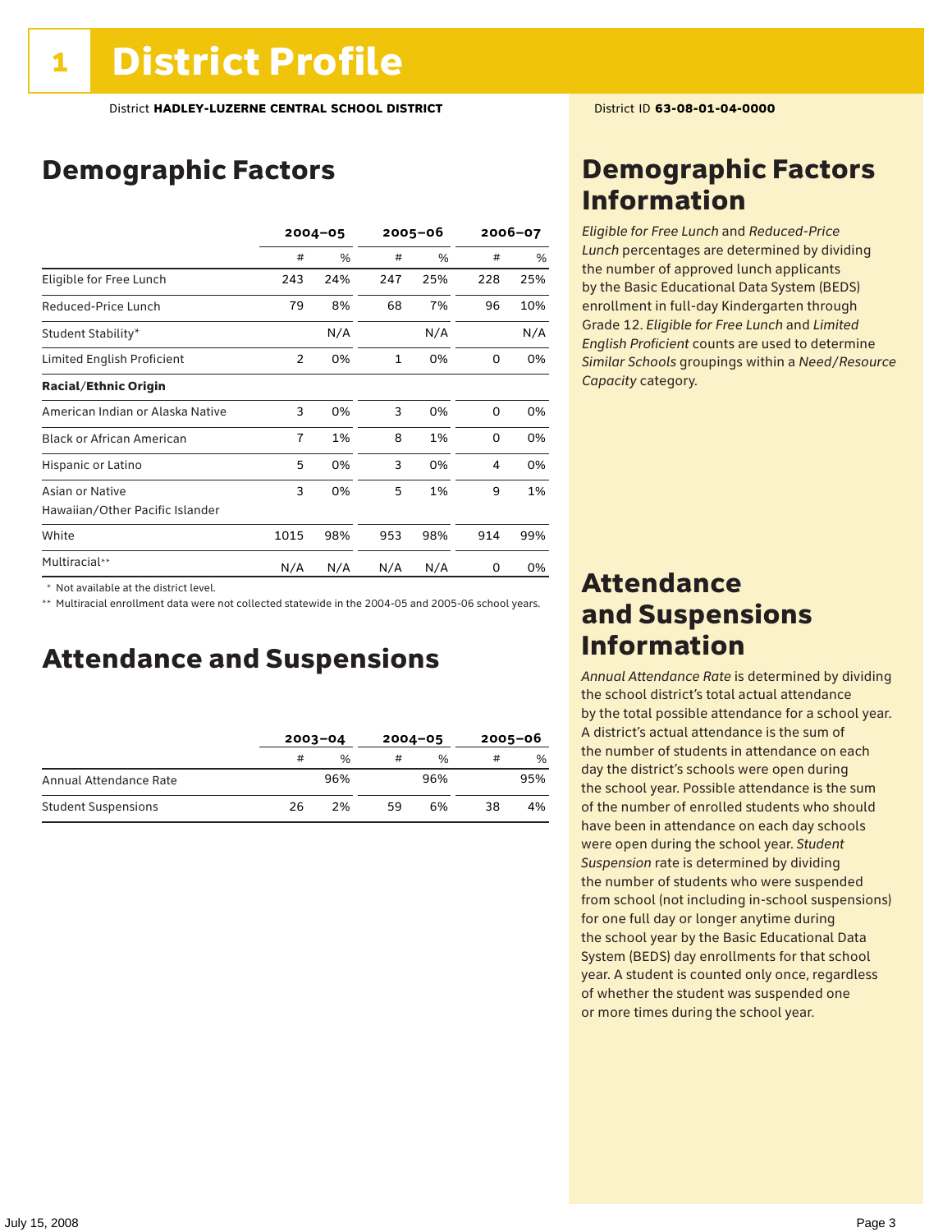# 1 District Profile

District **HADLEY-LUZERNE CENTRAL SCHOOL DISTRICT** District ID **63-08-01-04-0000**

## Demographic Factors

| | 2004–05 | | 2005–06 | | 2006–07 | |
|---|---|---|---|---|---|---|
| | # | % | # | % | # | % |
| Eligible for Free Lunch | 243 | 24% | 247 | 25% | 228 | 25% |
| Reduced-Price Lunch | 79 | 8% | 68 | 7% | 96 | 10% |
| Student Stability* | | N/A | | N/A | | N/A |
| Limited English Proficient | 2 | 0% | 1 | 0% | 0 | 0% |
| **Racial/Ethnic Origin** | | | | | | |
| American Indian or Alaska Native | 3 | 0% | 3 | 0% | 0 | 0% |
| Black or African American | 7 | 1% | 8 | 1% | 0 | 0% |
| Hispanic or Latino | 5 | 0% | 3 | 0% | 4 | 0% |
| Asian or Native Hawaiian/Other Pacific Islander | 3 | 0% | 5 | 1% | 9 | 1% |
| White | 1015 | 98% | 953 | 98% | 914 | 99% |
| Multiracial** | N/A | N/A | N/A | N/A | 0 | 0% |

\* Not available at the district level.

\*\* Multiracial enrollment data were not collected statewide in the 2004-05 and 2005-06 school years.

## Attendance and Suspensions

| | 2003–04 | | 2004–05 | | 2005–06 | |
|---|---|---|---|---|---|---|
| | # | % | # | % | # | % |
| Annual Attendance Rate | | 96% | | 96% | | 95% |
| Student Suspensions | 26 | 2% | 59 | 6% | 38 | 4% |

## Demographic Factors Information

*Eligible for Free Lunch* and *Reduced-Price Lunch* percentages are determined by dividing the number of approved lunch applicants by the Basic Educational Data System (BEDS) enrollment in full-day Kindergarten through Grade 12. *Eligible for Free Lunch* and *Limited English Proficient* counts are used to determine *Similar Schools* groupings within a *Need/Resource Capacity* category.

## Attendance and Suspensions Information

*Annual Attendance Rate* is determined by dividing the school district's total actual attendance by the total possible attendance for a school year. A district's actual attendance is the sum of the number of students in attendance on each day the district's schools were open during the school year. Possible attendance is the sum of the number of enrolled students who should have been in attendance on each day schools were open during the school year. *Student Suspension* rate is determined by dividing the number of students who were suspended from school (not including in-school suspensions) for one full day or longer anytime during the school year by the Basic Educational Data System (BEDS) day enrollments for that school year. A student is counted only once, regardless of whether the student was suspended one or more times during the school year.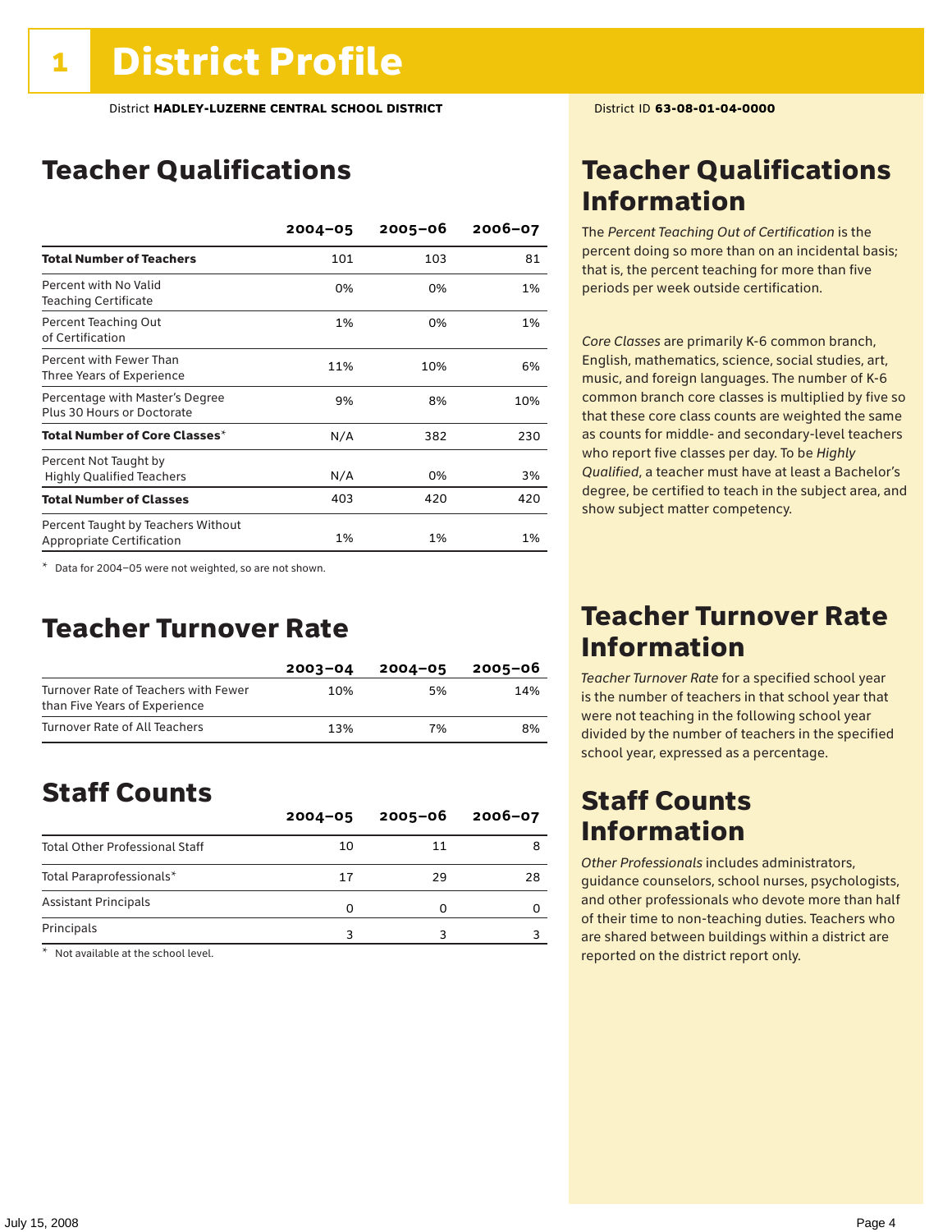# 1 District Profile

District **HADLEY-LUZERNE CENTRAL SCHOOL DISTRICT**

District ID **63-08-01-04-0000**

## Teacher Qualifications

| | 2004–05 | 2005–06 | 2006–07 |
|---|---|---|---|
| **Total Number of Teachers** | 101 | 103 | 81 |
| Percent with No Valid Teaching Certificate | 0% | 0% | 1% |
| Percent Teaching Out of Certification | 1% | 0% | 1% |
| Percent with Fewer Than Three Years of Experience | 11% | 10% | 6% |
| Percentage with Master's Degree Plus 30 Hours or Doctorate | 9% | 8% | 10% |
| **Total Number of Core Classes*** | N/A | 382 | 230 |
| Percent Not Taught by Highly Qualified Teachers | N/A | 0% | 3% |
| **Total Number of Classes** | 403 | 420 | 420 |
| Percent Taught by Teachers Without Appropriate Certification | 1% | 1% | 1% |

\* Data for 2004–05 were not weighted, so are not shown.

## Teacher Qualifications Information

The *Percent Teaching Out of Certification* is the percent doing so more than on an incidental basis; that is, the percent teaching for more than five periods per week outside certification.

*Core Classes* are primarily K-6 common branch, English, mathematics, science, social studies, art, music, and foreign languages. The number of K-6 common branch core classes is multiplied by five so that these core class counts are weighted the same as counts for middle- and secondary-level teachers who report five classes per day. To be *Highly Qualified*, a teacher must have at least a Bachelor's degree, be certified to teach in the subject area, and show subject matter competency.

## Teacher Turnover Rate

| | 2003–04 | 2004–05 | 2005–06 |
|---|---|---|---|
| Turnover Rate of Teachers with Fewer than Five Years of Experience | 10% | 5% | 14% |
| Turnover Rate of All Teachers | 13% | 7% | 8% |

## Teacher Turnover Rate Information

*Teacher Turnover Rate* for a specified school year is the number of teachers in that school year that were not teaching in the following school year divided by the number of teachers in the specified school year, expressed as a percentage.

## Staff Counts

| | 2004–05 | 2005–06 | 2006–07 |
|---|---|---|---|
| Total Other Professional Staff | 10 | 11 | 8 |
| Total Paraprofessionals* | 17 | 29 | 28 |
| Assistant Principals | 0 | 0 | 0 |
| Principals | 3 | 3 | 3 |

\* Not available at the school level.

## Staff Counts Information

*Other Professionals* includes administrators, guidance counselors, school nurses, psychologists, and other professionals who devote more than half of their time to non-teaching duties. Teachers who are shared between buildings within a district are reported on the district report only.

July 15, 2008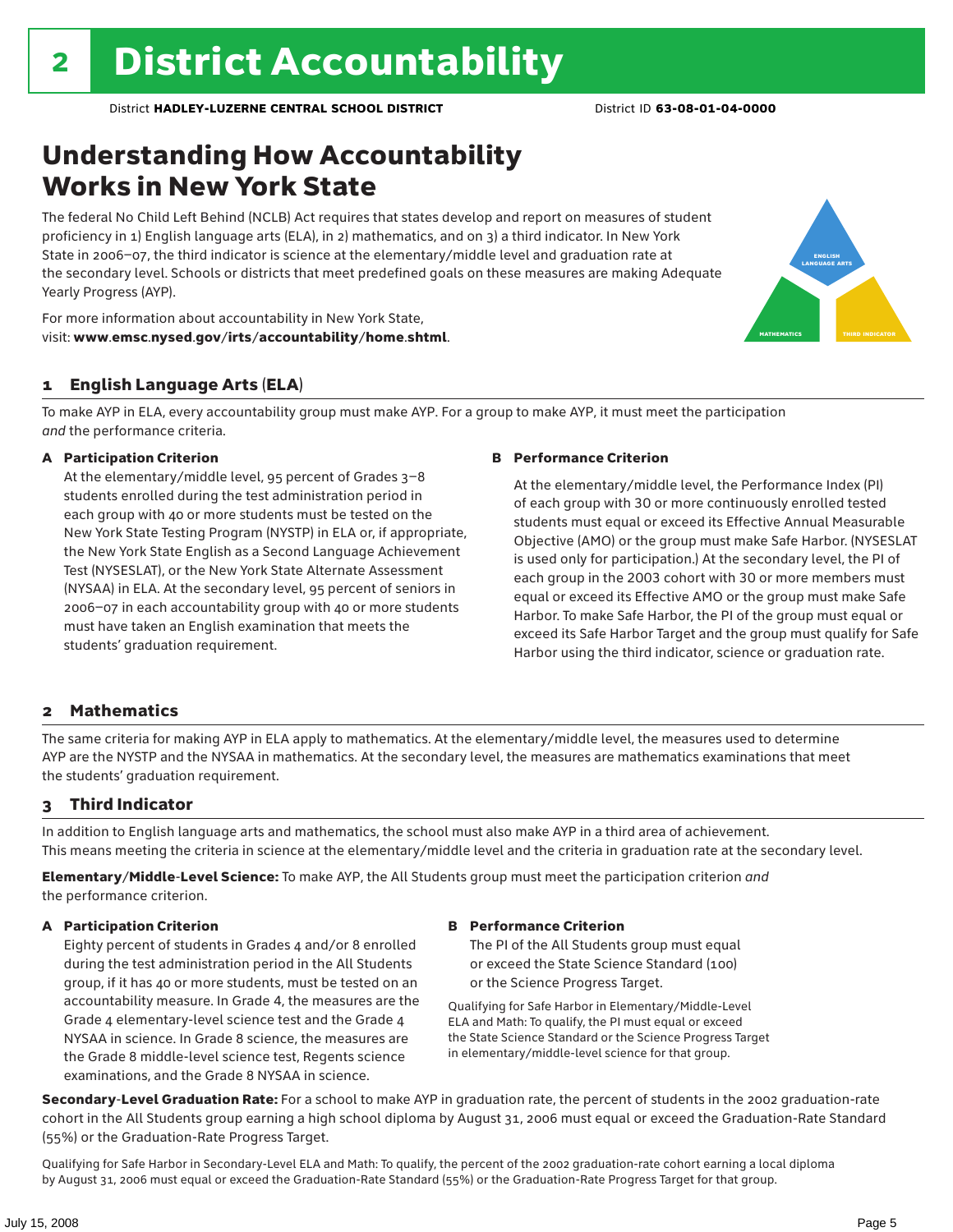# 2 District Accountability

District **HADLEY-LUZERNE CENTRAL SCHOOL DISTRICT** District ID **63-08-01-04-0000**

## Understanding How Accountability Works in New York State

The federal No Child Left Behind (NCLB) Act requires that states develop and report on measures of student proficiency in 1) English language arts (ELA), in 2) mathematics, and on 3) a third indicator. In New York State in 2006–07, the third indicator is science at the elementary/middle level and graduation rate at the secondary level. Schools or districts that meet predefined goals on these measures are making Adequate Yearly Progress (AYP).

For more information about accountability in New York State, visit: **www.emsc.nysed.gov/irts/accountability/home.shtml**.

ENGLISH LANGUAGE ARTS

MATHEMATICS

THIRD INDICATOR

### 1 English Language Arts (ELA)

To make AYP in ELA, every accountability group must make AYP. For a group to make AYP, it must meet the participation *and* the performance criteria.

**A Participation Criterion**

At the elementary/middle level, 95 percent of Grades 3–8 students enrolled during the test administration period in each group with 40 or more students must be tested on the New York State Testing Program (NYSTP) in ELA or, if appropriate, the New York State English as a Second Language Achievement Test (NYSESLAT), or the New York State Alternate Assessment (NYSAA) in ELA. At the secondary level, 95 percent of seniors in 2006–07 in each accountability group with 40 or more students must have taken an English examination that meets the students' graduation requirement.

**B Performance Criterion**

At the elementary/middle level, the Performance Index (PI) of each group with 30 or more continuously enrolled tested students must equal or exceed its Effective Annual Measurable Objective (AMO) or the group must make Safe Harbor. (NYSESLAT is used only for participation.) At the secondary level, the PI of each group in the 2003 cohort with 30 or more members must equal or exceed its Effective AMO or the group must make Safe Harbor. To make Safe Harbor, the PI of the group must equal or exceed its Safe Harbor Target and the group must qualify for Safe Harbor using the third indicator, science or graduation rate.

### 2 Mathematics

The same criteria for making AYP in ELA apply to mathematics. At the elementary/middle level, the measures used to determine AYP are the NYSTP and the NYSAA in mathematics. At the secondary level, the measures are mathematics examinations that meet the students' graduation requirement.

### 3 Third Indicator

In addition to English language arts and mathematics, the school must also make AYP in a third area of achievement. This means meeting the criteria in science at the elementary/middle level and the criteria in graduation rate at the secondary level.

**Elementary/Middle-Level Science:** To make AYP, the All Students group must meet the participation criterion *and* the performance criterion.

**A Participation Criterion**

Eighty percent of students in Grades 4 and/or 8 enrolled during the test administration period in the All Students group, if it has 40 or more students, must be tested on an accountability measure. In Grade 4, the measures are the Grade 4 elementary-level science test and the Grade 4 NYSAA in science. In Grade 8 science, the measures are the Grade 8 middle-level science test, Regents science examinations, and the Grade 8 NYSAA in science.

**B Performance Criterion**

The PI of the All Students group must equal or exceed the State Science Standard (100) or the Science Progress Target.

Qualifying for Safe Harbor in Elementary/Middle-Level ELA and Math: To qualify, the PI must equal or exceed the State Science Standard or the Science Progress Target in elementary/middle-level science for that group.

**Secondary-Level Graduation Rate:** For a school to make AYP in graduation rate, the percent of students in the 2002 graduation-rate cohort in the All Students group earning a high school diploma by August 31, 2006 must equal or exceed the Graduation-Rate Standard (55%) or the Graduation-Rate Progress Target.

Qualifying for Safe Harbor in Secondary-Level ELA and Math: To qualify, the percent of the 2002 graduation-rate cohort earning a local diploma by August 31, 2006 must equal or exceed the Graduation-Rate Standard (55%) or the Graduation-Rate Progress Target for that group.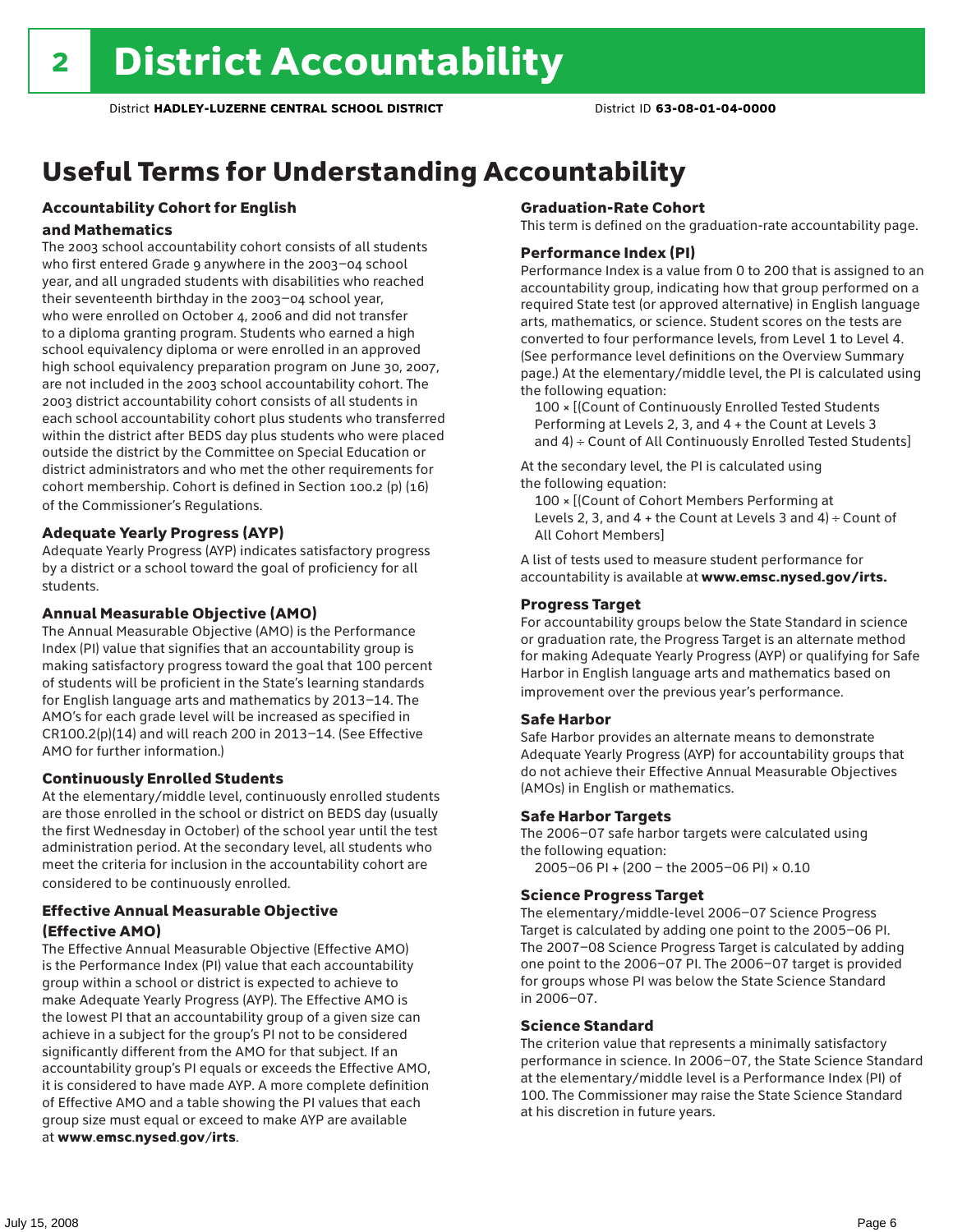# 2 District Accountability

District **HADLEY-LUZERNE CENTRAL SCHOOL DISTRICT** District ID **63-08-01-04-0000**

## Useful Terms for Understanding Accountability

### Accountability Cohort for English and Mathematics

The 2003 school accountability cohort consists of all students who first entered Grade 9 anywhere in the 2003–04 school year, and all ungraded students with disabilities who reached their seventeenth birthday in the 2003–04 school year, who were enrolled on October 4, 2006 and did not transfer to a diploma granting program. Students who earned a high school equivalency diploma or were enrolled in an approved high school equivalency preparation program on June 30, 2007, are not included in the 2003 school accountability cohort. The 2003 district accountability cohort consists of all students in each school accountability cohort plus students who transferred within the district after BEDS day plus students who were placed outside the district by the Committee on Special Education or district administrators and who met the other requirements for cohort membership. Cohort is defined in Section 100.2 (p) (16) of the Commissioner's Regulations.

### Adequate Yearly Progress (AYP)

Adequate Yearly Progress (AYP) indicates satisfactory progress by a district or a school toward the goal of proficiency for all students.

### Annual Measurable Objective (AMO)

The Annual Measurable Objective (AMO) is the Performance Index (PI) value that signifies that an accountability group is making satisfactory progress toward the goal that 100 percent of students will be proficient in the State's learning standards for English language arts and mathematics by 2013–14. The AMO's for each grade level will be increased as specified in CR100.2(p)(14) and will reach 200 in 2013–14. (See Effective AMO for further information.)

### Continuously Enrolled Students

At the elementary/middle level, continuously enrolled students are those enrolled in the school or district on BEDS day (usually the first Wednesday in October) of the school year until the test administration period. At the secondary level, all students who meet the criteria for inclusion in the accountability cohort are considered to be continuously enrolled.

### Effective Annual Measurable Objective (Effective AMO)

The Effective Annual Measurable Objective (Effective AMO) is the Performance Index (PI) value that each accountability group within a school or district is expected to achieve to make Adequate Yearly Progress (AYP). The Effective AMO is the lowest PI that an accountability group of a given size can achieve in a subject for the group's PI not to be considered significantly different from the AMO for that subject. If an accountability group's PI equals or exceeds the Effective AMO, it is considered to have made AYP. A more complete definition of Effective AMO and a table showing the PI values that each group size must equal or exceed to make AYP are available at **www.emsc.nysed.gov/irts**.

### Graduation-Rate Cohort

This term is defined on the graduation-rate accountability page.

### Performance Index (PI)

Performance Index is a value from 0 to 200 that is assigned to an accountability group, indicating how that group performed on a required State test (or approved alternative) in English language arts, mathematics, or science. Student scores on the tests are converted to four performance levels, from Level 1 to Level 4. (See performance level definitions on the Overview Summary page.) At the elementary/middle level, the PI is calculated using the following equation:

100 × [(Count of Continuously Enrolled Tested Students Performing at Levels 2, 3, and 4 + the Count at Levels 3 and 4) ÷ Count of All Continuously Enrolled Tested Students]

At the secondary level, the PI is calculated using the following equation:

100 × [(Count of Cohort Members Performing at Levels 2, 3, and 4 + the Count at Levels 3 and 4) ÷ Count of All Cohort Members]

A list of tests used to measure student performance for accountability is available at **www.emsc.nysed.gov/irts.**

### Progress Target

For accountability groups below the State Standard in science or graduation rate, the Progress Target is an alternate method for making Adequate Yearly Progress (AYP) or qualifying for Safe Harbor in English language arts and mathematics based on improvement over the previous year's performance.

### Safe Harbor

Safe Harbor provides an alternate means to demonstrate Adequate Yearly Progress (AYP) for accountability groups that do not achieve their Effective Annual Measurable Objectives (AMOs) in English or mathematics.

### Safe Harbor Targets

The 2006–07 safe harbor targets were calculated using the following equation:

2005–06 PI + (200 – the 2005–06 PI) × 0.10

### Science Progress Target

The elementary/middle-level 2006–07 Science Progress Target is calculated by adding one point to the 2005–06 PI. The 2007–08 Science Progress Target is calculated by adding one point to the 2006–07 PI. The 2006–07 target is provided for groups whose PI was below the State Science Standard in 2006–07.

### Science Standard

The criterion value that represents a minimally satisfactory performance in science. In 2006–07, the State Science Standard at the elementary/middle level is a Performance Index (PI) of 100. The Commissioner may raise the State Science Standard at his discretion in future years.

July 15, 2008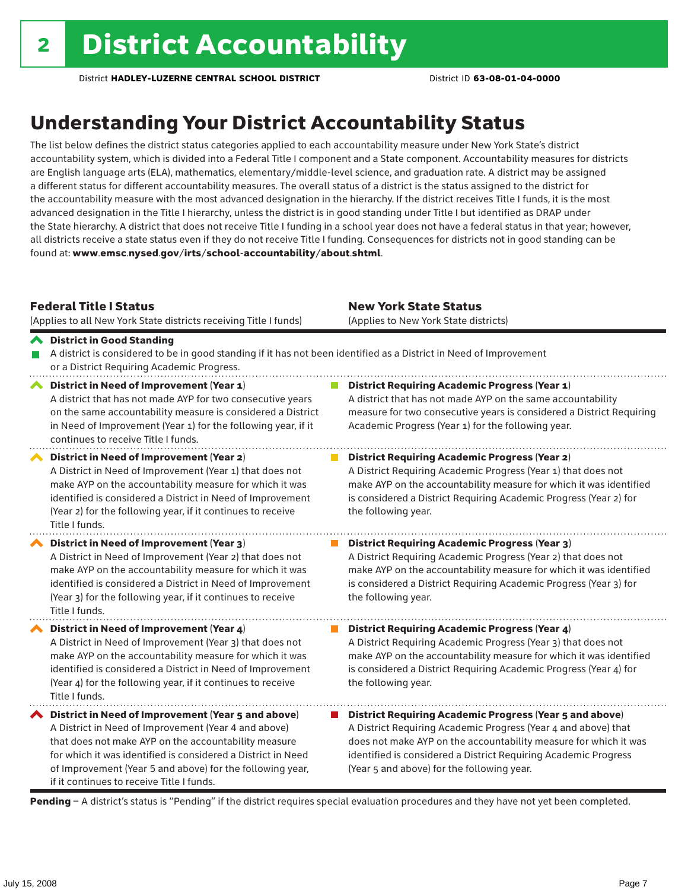# 2 District Accountability

District **HADLEY-LUZERNE CENTRAL SCHOOL DISTRICT** District ID **63-08-01-04-0000**

## Understanding Your District Accountability Status

The list below defines the district status categories applied to each accountability measure under New York State's district accountability system, which is divided into a Federal Title I component and a State component. Accountability measures for districts are English language arts (ELA), mathematics, elementary/middle-level science, and graduation rate. A district may be assigned a different status for different accountability measures. The overall status of a district is the status assigned to the district for the accountability measure with the most advanced designation in the hierarchy. If the district receives Title I funds, it is the most advanced designation in the Title I hierarchy, unless the district is in good standing under Title I but identified as DRAP under the State hierarchy. A district that does not receive Title I funding in a school year does not have a federal status in that year; however, all districts receive a state status even if they do not receive Title I funding. Consequences for districts not in good standing can be found at: **www.emsc.nysed.gov/irts/school-accountability/about.shtml**.

| **Federal Title I Status** (Applies to all New York State districts receiving Title I funds) | **New York State Status** (Applies to New York State districts) |
|---|---|
| **District in Good Standing** A district is considered to be in good standing if it has not been identified as a District in Need of Improvement or a District Requiring Academic Progress. | |
| **District in Need of Improvement (Year 1)** A district that has not made AYP for two consecutive years on the same accountability measure is considered a District in Need of Improvement (Year 1) for the following year, if it continues to receive Title I funds. | **District Requiring Academic Progress (Year 1)** A district that has not made AYP on the same accountability measure for two consecutive years is considered a District Requiring Academic Progress (Year 1) for the following year. |
| **District in Need of Improvement (Year 2)** A District in Need of Improvement (Year 1) that does not make AYP on the accountability measure for which it was identified is considered a District in Need of Improvement (Year 2) for the following year, if it continues to receive Title I funds. | **District Requiring Academic Progress (Year 2)** A District Requiring Academic Progress (Year 1) that does not make AYP on the accountability measure for which it was identified is considered a District Requiring Academic Progress (Year 2) for the following year. |
| **District in Need of Improvement (Year 3)** A District in Need of Improvement (Year 2) that does not make AYP on the accountability measure for which it was identified is considered a District in Need of Improvement (Year 3) for the following year, if it continues to receive Title I funds. | **District Requiring Academic Progress (Year 3)** A District Requiring Academic Progress (Year 2) that does not make AYP on the accountability measure for which it was identified is considered a District Requiring Academic Progress (Year 3) for the following year. |
| **District in Need of Improvement (Year 4)** A District in Need of Improvement (Year 3) that does not make AYP on the accountability measure for which it was identified is considered a District in Need of Improvement (Year 4) for the following year, if it continues to receive Title I funds. | **District Requiring Academic Progress (Year 4)** A District Requiring Academic Progress (Year 3) that does not make AYP on the accountability measure for which it was identified is considered a District Requiring Academic Progress (Year 4) for the following year. |
| **District in Need of Improvement (Year 5 and above)** A District in Need of Improvement (Year 4 and above) that does not make AYP on the accountability measure for which it was identified is considered a District in Need of Improvement (Year 5 and above) for the following year, if it continues to receive Title I funds. | **District Requiring Academic Progress (Year 5 and above)** A District Requiring Academic Progress (Year 4 and above) that does not make AYP on the accountability measure for which it was identified is considered a District Requiring Academic Progress (Year 5 and above) for the following year. |

**Pending** – A district's status is "Pending" if the district requires special evaluation procedures and they have not yet been completed.

July 15, 2008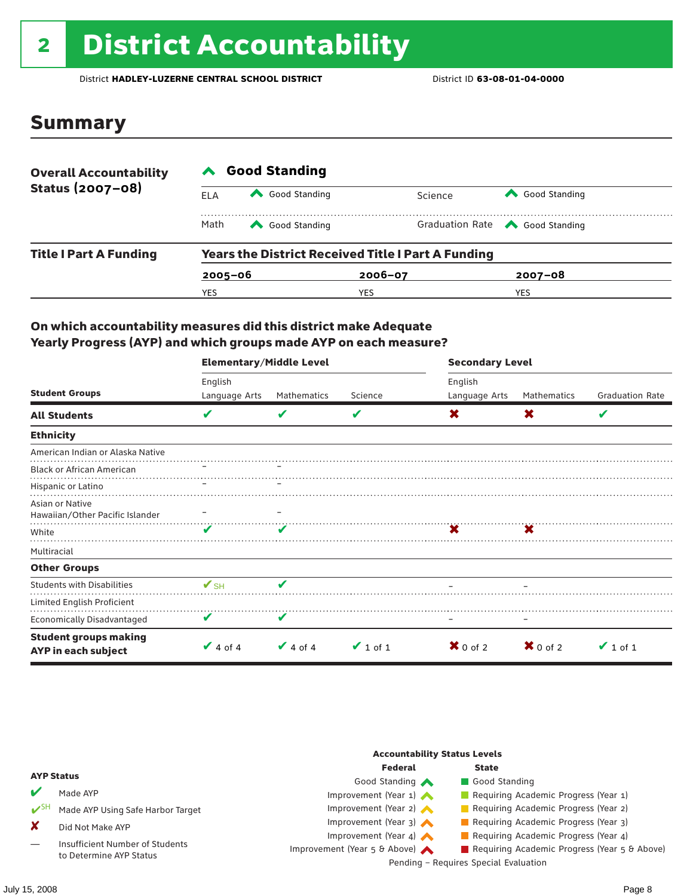# 2 District Accountability

District **HADLEY-LUZERNE CENTRAL SCHOOL DISTRICT** District ID **63-08-01-04-0000**

## Summary

| | | | | |
|---|---|---|---|---|
| **Overall Accountability Status (2007–08)** | **Good Standing** | | | |
| | ELA | Good Standing | Science | Good Standing |
| | Math | Good Standing | Graduation Rate | Good Standing |

**Title I Part A Funding**

**Years the District Received Title I Part A Funding**

| 2005–06 | 2006–07 | 2007–08 |
|---|---|---|
| YES | YES | YES |

### On which accountability measures did this district make Adequate Yearly Progress (AYP) and which groups made AYP on each measure?

| | Elementary/Middle Level | | | Secondary Level | | |
|---|---|---|---|---|---|---|
| **Student Groups** | English Language Arts | Mathematics | Science | English Language Arts | Mathematics | Graduation Rate |
| **All Students** | ✔ | ✔ | ✔ | ✘ | ✘ | ✔ |
| **Ethnicity** | | | | | | |
| American Indian or Alaska Native | | | | | | |
| Black or African American | – | – | | | | |
| Hispanic or Latino | – | – | | | | |
| Asian or Native Hawaiian/Other Pacific Islander | – | – | | | | |
| White | ✔ | ✔ | | ✘ | ✘ | |
| Multiracial | | | | | | |
| **Other Groups** | | | | | | |
| Students with Disabilities | ✔SH | ✔ | | – | – | |
| Limited English Proficient | | | | | | |
| Economically Disadvantaged | ✔ | ✔ | | – | – | |
| **Student groups making AYP in each subject** | ✔ 4 of 4 | ✔ 4 of 4 | ✔ 1 of 1 | ✘ 0 of 2 | ✘ 0 of 2 | ✔ 1 of 1 |

**AYP Status**

- ✔ Made AYP
- ✔SH Made AYP Using Safe Harbor Target
- ✘ Did Not Make AYP
- — Insufficient Number of Students to Determine AYP Status

**Accountability Status Levels**

| Federal | State |
|---|---|
| Good Standing | Good Standing |
| Improvement (Year 1) | Requiring Academic Progress (Year 1) |
| Improvement (Year 2) | Requiring Academic Progress (Year 2) |
| Improvement (Year 3) | Requiring Academic Progress (Year 3) |
| Improvement (Year 4) | Requiring Academic Progress (Year 4) |
| Improvement (Year 5 & Above) | Requiring Academic Progress (Year 5 & Above) |

Pending – Requires Special Evaluation

July 15, 2008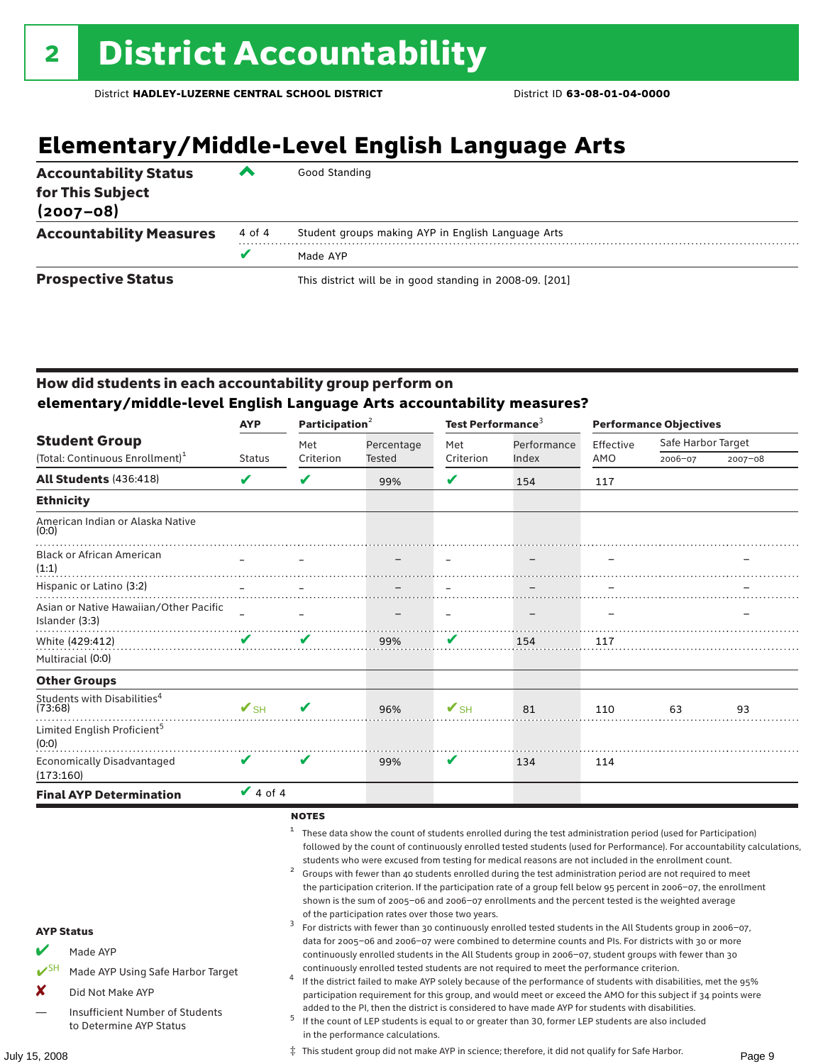# 2 District Accountability

District **HADLEY-LUZERNE CENTRAL SCHOOL DISTRICT** District ID **63-08-01-04-0000**

## Elementary/Middle-Level English Language Arts

| | | |
|---|---|---|
| **Accountability Status for This Subject (2007–08)** | ^ | Good Standing |
| **Accountability Measures** | 4 of 4 | Student groups making AYP in English Language Arts |
| | ✔ | Made AYP |
| **Prospective Status** | | This district will be in good standing in 2008-09. [201] |

### How did students in each accountability group perform on elementary/middle-level English Language Arts accountability measures?

| Student Group (Total: Continuous Enrollment)[1] | AYP Status | Participation[2] Met Criterion | Percentage Tested | Test Performance[3] Met Criterion | Performance Index | Performance Objectives Effective AMO | Safe Harbor Target 2006–07 | 2007–08 |
|---|---|---|---|---|---|---|---|---|
| **All Students** (436:418) | ✔ | ✔ | 99% | ✔ | 154 | 117 | | |
| **Ethnicity** | | | | | | | | |
| American Indian or Alaska Native (0:0) | | | | | | | | |
| Black or African American (1:1) | – | – | – | – | – | – | | – |
| Hispanic or Latino (3:2) | – | – | – | – | – | – | | – |
| Asian or Native Hawaiian/Other Pacific Islander (3:3) | – | – | – | – | – | – | | – |
| White (429:412) | ✔ | ✔ | 99% | ✔ | 154 | 117 | | |
| Multiracial (0:0) | | | | | | | | |
| **Other Groups** | | | | | | | | |
| Students with Disabilities[4] (73:68) | ✔SH | ✔ | 96% | ✔SH | 81 | 110 | 63 | 93 |
| Limited English Proficient[5] (0:0) | | | | | | | | |
| Economically Disadvantaged (173:160) | ✔ | ✔ | 99% | ✔ | 134 | 114 | | |
| **Final AYP Determination** | ✔ 4 of 4 | | | | | | | |

**AYP Status**

- ✔ Made AYP
- ✔SH Made AYP Using Safe Harbor Target
- ✘ Did Not Make AYP
- — Insufficient Number of Students to Determine AYP Status

**NOTES**

1 These data show the count of students enrolled during the test administration period (used for Participation) followed by the count of continuously enrolled tested students (used for Performance). For accountability calculations, students who were excused from testing for medical reasons are not included in the enrollment count.

2 Groups with fewer than 40 students enrolled during the test administration period are not required to meet the participation criterion. If the participation rate of a group fell below 95 percent in 2006–07, the enrollment shown is the sum of 2005–06 and 2006–07 enrollments and the percent tested is the weighted average of the participation rates over those two years.

3 For districts with fewer than 30 continuously enrolled tested students in the All Students group in 2006–07, data for 2005–06 and 2006–07 were combined to determine counts and PIs. For districts with 30 or more continuously enrolled students in the All Students group in 2006–07, student groups with fewer than 30 continuously enrolled tested students are not required to meet the performance criterion.

4 If the district failed to make AYP solely because of the performance of students with disabilities, met the 95% participation requirement for this group, and would meet or exceed the AMO for this subject if 34 points were added to the PI, then the district is considered to have made AYP for students with disabilities.

5 If the count of LEP students is equal to or greater than 30, former LEP students are also included in the performance calculations.

‡ This student group did not make AYP in science; therefore, it did not qualify for Safe Harbor.

July 15, 2008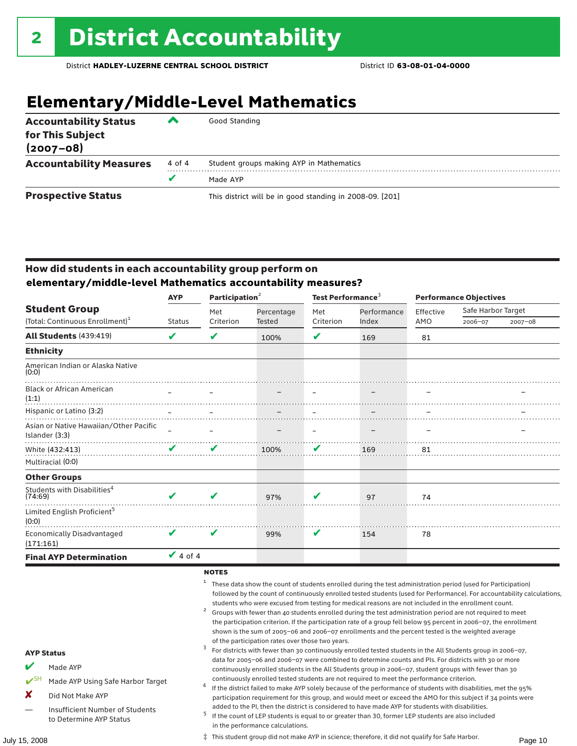# 2 District Accountability

District **HADLEY-LUZERNE CENTRAL SCHOOL DISTRICT** District ID **63-08-01-04-0000**

## Elementary/Middle-Level Mathematics

| | | |
|---|---|---|
| **Accountability Status for This Subject (2007–08)** | ^ | Good Standing |
| **Accountability Measures** | 4 of 4 | Student groups making AYP in Mathematics |
| | ✔ | Made AYP |
| **Prospective Status** | | This district will be in good standing in 2008-09. [201] |

### How did students in each accountability group perform on elementary/middle-level Mathematics accountability measures?

| Student Group (Total: Continuous Enrollment)[1] | AYP Status | Participation[2] Met Criterion | Participation[2] Percentage Tested | Test Performance[3] Met Criterion | Test Performance[3] Performance Index | Performance Objectives Effective AMO | Safe Harbor Target 2006–07 | Safe Harbor Target 2007–08 |
|---|---|---|---|---|---|---|---|---|
| **All Students** (439:419) | ✔ | ✔ | 100% | ✔ | 169 | 81 | | |
| **Ethnicity** | | | | | | | | |
| American Indian or Alaska Native (0:0) | | | | | | | | |
| Black or African American (1:1) | – | – | – | – | – | – | | – |
| Hispanic or Latino (3:2) | – | – | – | – | – | – | | – |
| Asian or Native Hawaiian/Other Pacific Islander (3:3) | – | – | – | – | – | – | | – |
| White (432:413) | ✔ | ✔ | 100% | ✔ | 169 | 81 | | |
| Multiracial (0:0) | | | | | | | | |
| **Other Groups** | | | | | | | | |
| Students with Disabilities[4] (74:69) | ✔ | ✔ | 97% | ✔ | 97 | 74 | | |
| Limited English Proficient[5] (0:0) | | | | | | | | |
| Economically Disadvantaged (171:161) | ✔ | ✔ | 99% | ✔ | 154 | 78 | | |
| **Final AYP Determination** | ✔ 4 of 4 | | | | | | | |

**AYP Status**

- ✔ Made AYP
- ✔SH Made AYP Using Safe Harbor Target
- ✘ Did Not Make AYP
- — Insufficient Number of Students to Determine AYP Status

**NOTES**

[1] These data show the count of students enrolled during the test administration period (used for Participation) followed by the count of continuously enrolled tested students (used for Performance). For accountability calculations, students who were excused from testing for medical reasons are not included in the enrollment count.

[2] Groups with fewer than 40 students enrolled during the test administration period are not required to meet the participation criterion. If the participation rate of a group fell below 95 percent in 2006–07, the enrollment shown is the sum of 2005–06 and 2006–07 enrollments and the percent tested is the weighted average of the participation rates over those two years.

[3] For districts with fewer than 30 continuously enrolled tested students in the All Students group in 2006–07, data for 2005–06 and 2006–07 were combined to determine counts and PIs. For districts with 30 or more continuously enrolled students in the All Students group in 2006–07, student groups with fewer than 30 continuously enrolled tested students are not required to meet the performance criterion.

[4] If the district failed to make AYP solely because of the performance of students with disabilities, met the 95% participation requirement for this group, and would meet or exceed the AMO for this subject if 34 points were added to the PI, then the district is considered to have made AYP for students with disabilities.

[5] If the count of LEP students is equal to or greater than 30, former LEP students are also included in the performance calculations.

‡ This student group did not make AYP in science; therefore, it did not qualify for Safe Harbor.

July 15, 2008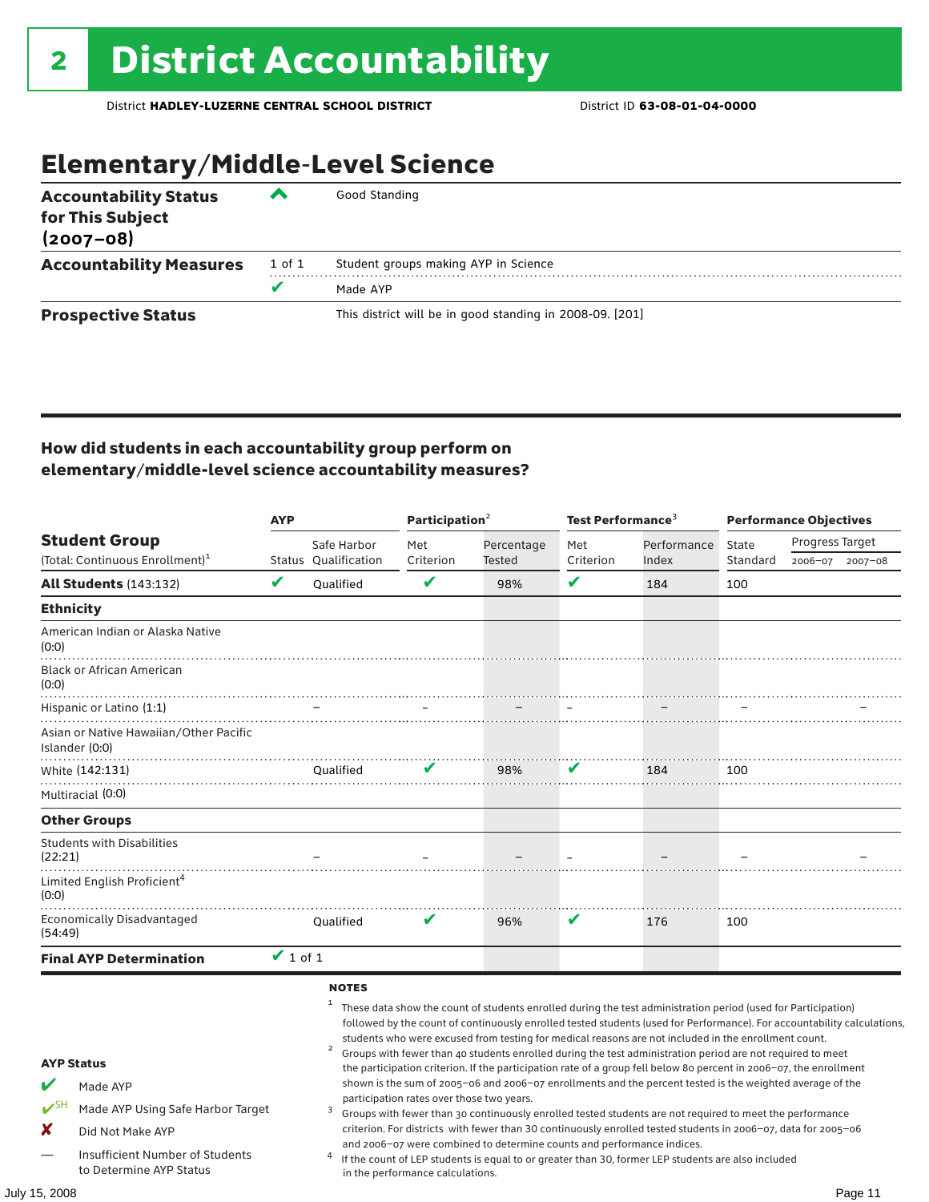# 2 District Accountability

District **HADLEY-LUZERNE CENTRAL SCHOOL DISTRICT** District ID **63-08-01-04-0000**

## Elementary/Middle-Level Science

| | | |
|---|---|---|
| **Accountability Status for This Subject (2007–08)** | ^ | Good Standing |
| **Accountability Measures** | 1 of 1 | Student groups making AYP in Science |
| | ✔ | Made AYP |
| **Prospective Status** | | This district will be in good standing in 2008-09. [201] |

### How did students in each accountability group perform on elementary/middle-level science accountability measures?

| Student Group (Total: Continuous Enrollment)[1] | AYP Status | AYP Safe Harbor Qualification | Participation[2] Met Criterion | Participation[2] Percentage Tested | Test Performance[3] Met Criterion | Test Performance[3] Performance Index | Performance Objectives State Standard | Progress Target 2006–07 | Progress Target 2007–08 |
|---|---|---|---|---|---|---|---|---|---|
| **All Students** (143:132) | ✔ | Qualified | ✔ | 98% | ✔ | 184 | 100 | | |
| **Ethnicity** | | | | | | | | | |
| American Indian or Alaska Native (0:0) | | | | | | | | | |
| Black or African American (0:0) | | | | | | | | | |
| Hispanic or Latino (1:1) | – | – | | – | – | – | – | | – |
| Asian or Native Hawaiian/Other Pacific Islander (0:0) | | | | | | | | | |
| White (142:131) | | Qualified | ✔ | 98% | ✔ | 184 | 100 | | |
| Multiracial (0:0) | | | | | | | | | |
| **Other Groups** | | | | | | | | | |
| Students with Disabilities (22:21) | – | – | | – | – | – | – | | – |
| Limited English Proficient[4] (0:0) | | | | | | | | | |
| Economically Disadvantaged (54:49) | | Qualified | ✔ | 96% | ✔ | 176 | 100 | | |
| **Final AYP Determination** | ✔ 1 of 1 | | | | | | | | |

**AYP Status**

- ✔ Made AYP
- ✔SH Made AYP Using Safe Harbor Target
- ✘ Did Not Make AYP
- — Insufficient Number of Students to Determine AYP Status

**NOTES**

1. These data show the count of students enrolled during the test administration period (used for Participation) followed by the count of continuously enrolled tested students (used for Performance). For accountability calculations, students who were excused from testing for medical reasons are not included in the enrollment count.
2. Groups with fewer than 40 students enrolled during the test administration period are not required to meet the participation criterion. If the participation rate of a group fell below 80 percent in 2006–07, the enrollment shown is the sum of 2005–06 and 2006–07 enrollments and the percent tested is the weighted average of the participation rates over those two years.
3. Groups with fewer than 30 continuously enrolled tested students are not required to meet the performance criterion. For districts with fewer than 30 continuously enrolled tested students in 2006–07, data for 2005–06 and 2006–07 were combined to determine counts and performance indices.
4. If the count of LEP students is equal to or greater than 30, former LEP students are also included in the performance calculations.

July 15, 2008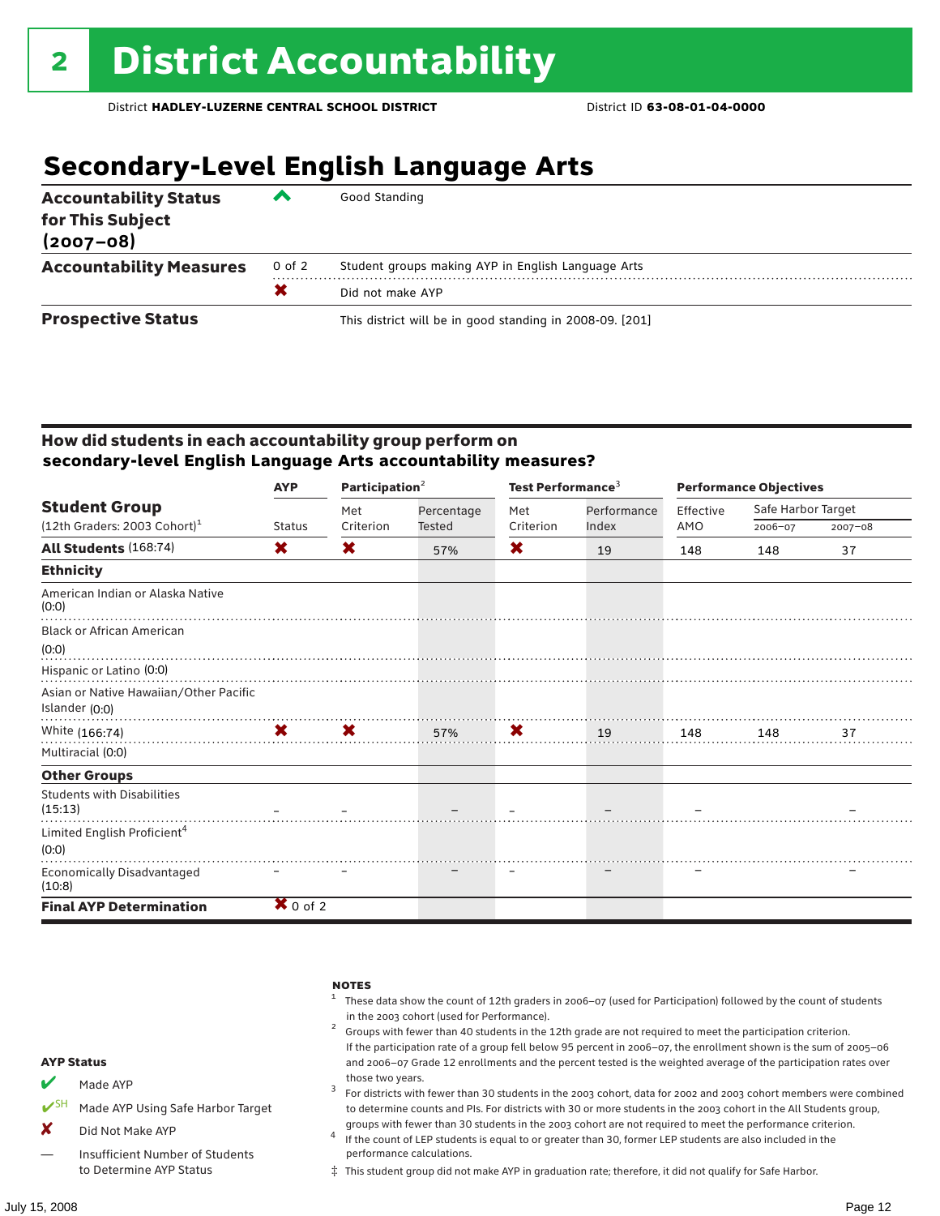# 2 District Accountability

District **HADLEY-LUZERNE CENTRAL SCHOOL DISTRICT** District ID **63-08-01-04-0000**

## Secondary-Level English Language Arts

| | | |
|---|---|---|
| **Accountability Status for This Subject (2007–08)** | ^ | Good Standing |
| **Accountability Measures** | 0 of 2 | Student groups making AYP in English Language Arts |
| | ✗ | Did not make AYP |
| **Prospective Status** | | This district will be in good standing in 2008-09. [201] |

### How did students in each accountability group perform on secondary-level English Language Arts accountability measures?

| Student Group (12th Graders: 2003 Cohort)[1] | AYP | Participation[2] | | Test Performance[3] | | Performance Objectives | | |
|---|---|---|---|---|---|---|---|---|
| | Status | Met Criterion | Percentage Tested | Met Criterion | Performance Index | Effective AMO | Safe Harbor Target 2006–07 | Safe Harbor Target 2007–08 |
| **All Students** (168:74) | ✗ | ✗ | 57% | ✗ | 19 | 148 | 148 | 37 |
| **Ethnicity** | | | | | | | | |
| American Indian or Alaska Native (0:0) | | | | | | | | |
| Black or African American (0:0) | | | | | | | | |
| Hispanic or Latino (0:0) | | | | | | | | |
| Asian or Native Hawaiian/Other Pacific Islander (0:0) | | | | | | | | |
| White (166:74) | ✗ | ✗ | 57% | ✗ | 19 | 148 | 148 | 37 |
| Multiracial (0:0) | | | | | | | | |
| **Other Groups** | | | | | | | | |
| Students with Disabilities (15:13) | – | – | – | – | – | – | | – |
| Limited English Proficient[4] (0:0) | | | | | | | | |
| Economically Disadvantaged (10:8) | – | – | – | – | – | – | | – |
| **Final AYP Determination** | ✗ 0 of 2 | | | | | | | |

**AYP Status**

- ✔ Made AYP
- ✔SH Made AYP Using Safe Harbor Target
- ✗ Did Not Make AYP
- — Insufficient Number of Students to Determine AYP Status

**NOTES**

1. These data show the count of 12th graders in 2006–07 (used for Participation) followed by the count of students in the 2003 cohort (used for Performance).
2. Groups with fewer than 40 students in the 12th grade are not required to meet the participation criterion. If the participation rate of a group fell below 95 percent in 2006–07, the enrollment shown is the sum of 2005–06 and 2006–07 Grade 12 enrollments and the percent tested is the weighted average of the participation rates over those two years.
3. For districts with fewer than 30 students in the 2003 cohort, data for 2002 and 2003 cohort members were combined to determine counts and PIs. For districts with 30 or more students in the 2003 cohort in the All Students group, groups with fewer than 30 students in the 2003 cohort are not required to meet the performance criterion.
4. If the count of LEP students is equal to or greater than 30, former LEP students are also included in the performance calculations.

‡ This student group did not make AYP in graduation rate; therefore, it did not qualify for Safe Harbor.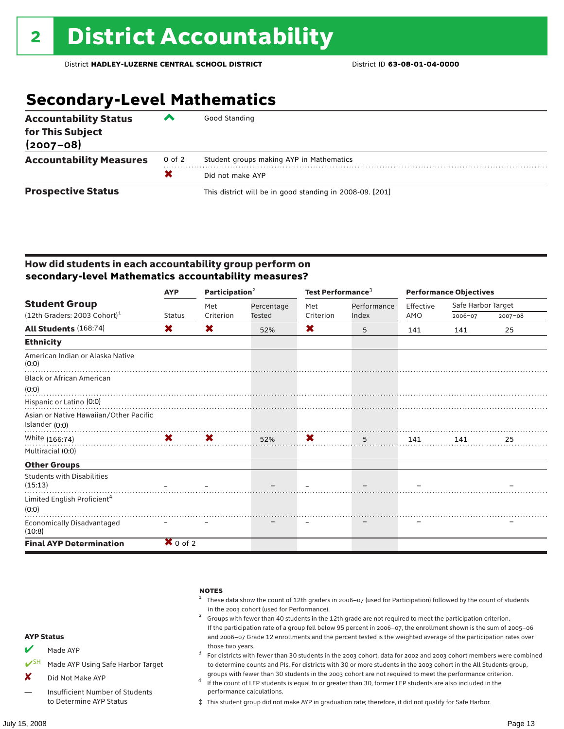# 2 District Accountability

District **HADLEY-LUZERNE CENTRAL SCHOOL DISTRICT** District ID **63-08-01-04-0000**

## Secondary-Level Mathematics

| | | |
|---|---|---|
| **Accountability Status for This Subject (2007–08)** | ^ | Good Standing |
| **Accountability Measures** | 0 of 2 | Student groups making AYP in Mathematics |
| | ✖ | Did not make AYP |
| **Prospective Status** | | This district will be in good standing in 2008-09. [201] |

### How did students in each accountability group perform on secondary-level Mathematics accountability measures?

| Student Group (12th Graders: 2003 Cohort)[1] | AYP | Participation[2] | | Test Performance[3] | | Performance Objectives | | |
|---|---|---|---|---|---|---|---|---|
| | Status | Met Criterion | Percentage Tested | Met Criterion | Performance Index | Effective AMO | Safe Harbor Target 2006–07 | Safe Harbor Target 2007–08 |
| **All Students** (168:74) | ✖ | ✖ | 52% | ✖ | 5 | 141 | 141 | 25 |
| **Ethnicity** | | | | | | | | |
| American Indian or Alaska Native (0:0) | | | | | | | | |
| Black or African American (0:0) | | | | | | | | |
| Hispanic or Latino (0:0) | | | | | | | | |
| Asian or Native Hawaiian/Other Pacific Islander (0:0) | | | | | | | | |
| White (166:74) | ✖ | ✖ | 52% | ✖ | 5 | 141 | 141 | 25 |
| Multiracial (0:0) | | | | | | | | |
| **Other Groups** | | | | | | | | |
| Students with Disabilities (15:13) | – | – | – | – | – | – | | – |
| Limited English Proficient[4] (0:0) | | | | | | | | |
| Economically Disadvantaged (10:8) | – | – | – | – | – | – | | – |
| **Final AYP Determination** | ✖ 0 of 2 | | | | | | | |

**AYP Status**

- ✔ Made AYP
- ✔SH Made AYP Using Safe Harbor Target
- ✘ Did Not Make AYP
- — Insufficient Number of Students to Determine AYP Status

**NOTES**

1. These data show the count of 12th graders in 2006–07 (used for Participation) followed by the count of students in the 2003 cohort (used for Performance).
2. Groups with fewer than 40 students in the 12th grade are not required to meet the participation criterion. If the participation rate of a group fell below 95 percent in 2006–07, the enrollment shown is the sum of 2005–06 and 2006–07 Grade 12 enrollments and the percent tested is the weighted average of the participation rates over those two years.
3. For districts with fewer than 30 students in the 2003 cohort, data for 2002 and 2003 cohort members were combined to determine counts and PIs. For districts with 30 or more students in the 2003 cohort in the All Students group, groups with fewer than 30 students in the 2003 cohort are not required to meet the performance criterion.
4. If the count of LEP students is equal to or greater than 30, former LEP students are also included in the performance calculations.

‡ This student group did not make AYP in graduation rate; therefore, it did not qualify for Safe Harbor.

July 15, 2008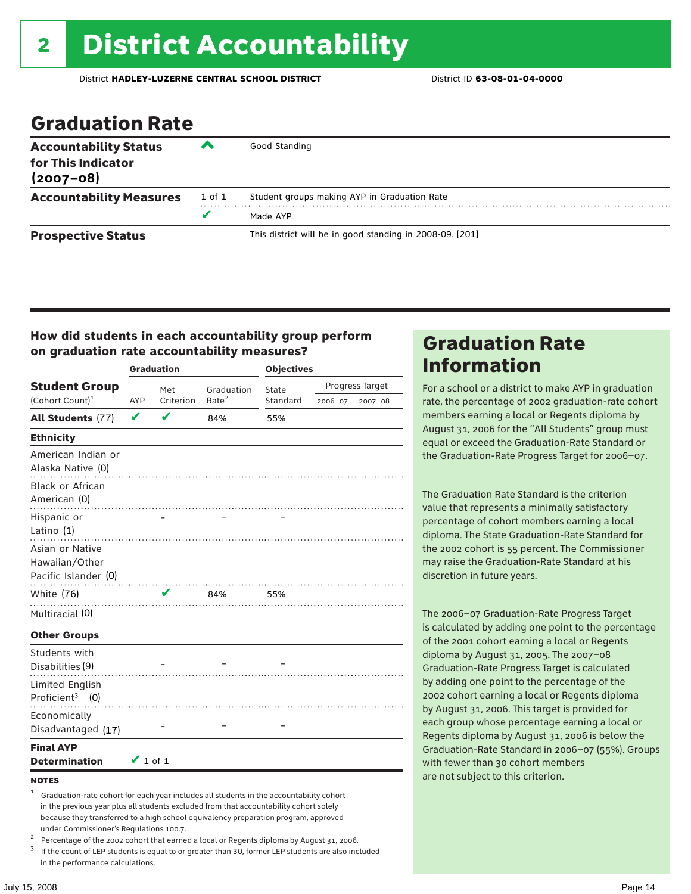# 2 District Accountability

District **HADLEY-LUZERNE CENTRAL SCHOOL DISTRICT** District ID **63-08-01-04-0000**

## Graduation Rate

| | | |
|---|---|---|
| **Accountability Status for This Indicator (2007–08)** | ^ | Good Standing |
| **Accountability Measures** | 1 of 1 | Student groups making AYP in Graduation Rate |
| | ✔ | Made AYP |
| **Prospective Status** | | This district will be in good standing in 2008-09. [201] |

### How did students in each accountability group perform on graduation rate accountability measures?

| Student Group (Cohort Count)[1] | Graduation AYP | Met Criterion | Graduation Rate[2] | Objectives State Standard | Progress Target 2006–07 | Progress Target 2007–08 |
|---|---|---|---|---|---|---|
| **All Students** (77) | ✔ | ✔ | 84% | 55% | | |
| **Ethnicity** | | | | | | |
| American Indian or Alaska Native (0) | | | | | | |
| Black or African American (0) | | | | | | |
| Hispanic or Latino (1) | | – | – | – | | |
| Asian or Native Hawaiian/Other Pacific Islander (0) | | | | | | |
| White (76) | | ✔ | 84% | 55% | | |
| Multiracial (0) | | | | | | |
| **Other Groups** | | | | | | |
| Students with Disabilities (9) | | – | – | – | | |
| Limited English Proficient[3] (0) | | | | | | |
| Economically Disadvantaged (17) | | – | – | – | | |
| **Final AYP Determination** | ✔ 1 of 1 | | | | | |

**NOTES**

[1] Graduation-rate cohort for each year includes all students in the accountability cohort in the previous year plus all students excluded from that accountability cohort solely because they transferred to a high school equivalency preparation program, approved under Commissioner's Regulations 100.7.

[2] Percentage of the 2002 cohort that earned a local or Regents diploma by August 31, 2006.

[3] If the count of LEP students is equal to or greater than 30, former LEP students are also included in the performance calculations.

## Graduation Rate Information

For a school or a district to make AYP in graduation rate, the percentage of 2002 graduation-rate cohort members earning a local or Regents diploma by August 31, 2006 for the "All Students" group must equal or exceed the Graduation-Rate Standard or the Graduation-Rate Progress Target for 2006–07.

The Graduation Rate Standard is the criterion value that represents a minimally satisfactory percentage of cohort members earning a local diploma. The State Graduation-Rate Standard for the 2002 cohort is 55 percent. The Commissioner may raise the Graduation-Rate Standard at his discretion in future years.

The 2006–07 Graduation-Rate Progress Target is calculated by adding one point to the percentage of the 2001 cohort earning a local or Regents diploma by August 31, 2005. The 2007–08 Graduation-Rate Progress Target is calculated by adding one point to the percentage of the 2002 cohort earning a local or Regents diploma by August 31, 2006. This target is provided for each group whose percentage earning a local or Regents diploma by August 31, 2006 is below the Graduation-Rate Standard in 2006–07 (55%). Groups with fewer than 30 cohort members are not subject to this criterion.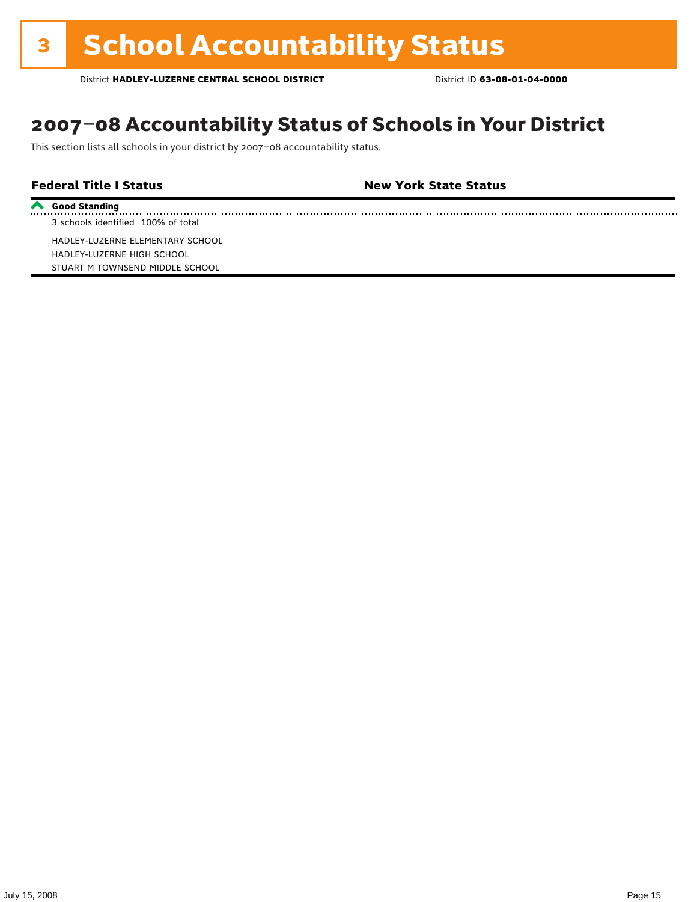# 3 School Accountability Status

District **HADLEY-LUZERNE CENTRAL SCHOOL DISTRICT** District ID **63-08-01-04-0000**

## 2007–08 Accountability Status of Schools in Your District

This section lists all schools in your district by 2007–08 accountability status.

| Federal Title I Status | New York State Status |
|---|---|
| **Good Standing** | |
| 3 schools identified 100% of total | |
| HADLEY-LUZERNE ELEMENTARY SCHOOL | |
| HADLEY-LUZERNE HIGH SCHOOL | |
| STUART M TOWNSEND MIDDLE SCHOOL | |

July 15, 2008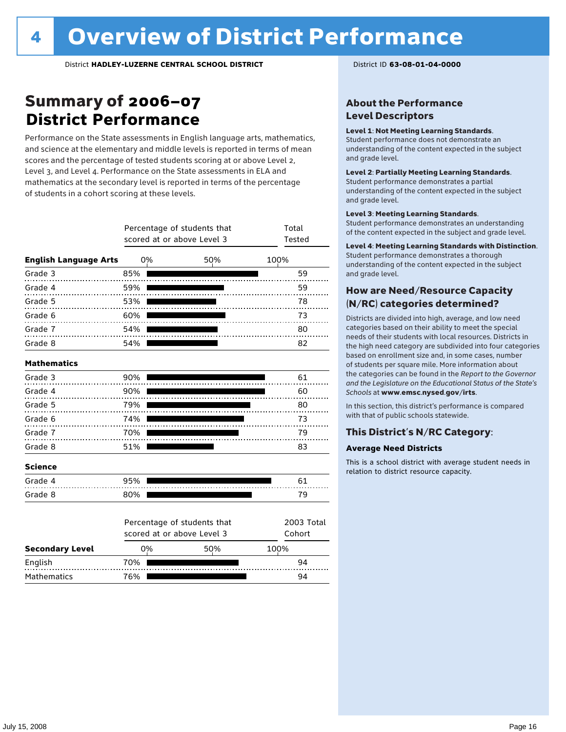# 4 Overview of District Performance

District **HADLEY-LUZERNE CENTRAL SCHOOL DISTRICT**

District ID **63-08-01-04-0000**

## Summary of 2006–07 District Performance

Performance on the State assessments in English language arts, mathematics, and science at the elementary and middle levels is reported in terms of mean scores and the percentage of tested students scoring at or above Level 2, Level 3, and Level 4. Performance on the State assessments in ELA and mathematics at the secondary level is reported in terms of the percentage of students in a cohort scoring at these levels.

Percentage of students that scored at or above Level 3

Total Tested

0% 50% 100%

**English Language Arts**

Grade 3 85% 59

Grade 4 59% 59

Grade 5 53% 78

Grade 6 60% 73

Grade 7 54% 80

Grade 8 54% 82

**Mathematics**

Grade 3 90% 61

Grade 4 90% 60

Grade 5 79% 80

Grade 6 74% 73

Grade 7 70% 79

Grade 8 51% 83

**Science**

Grade 4 95% 61

Grade 8 80% 79

Percentage of students that scored at or above Level 3

2003 Total Cohort

0% 50% 100%

**Secondary Level**

English 70% 94

Mathematics 76% 94

## About the Performance Level Descriptors

**Level 1**: **Not Meeting Learning Standards**. Student performance does not demonstrate an understanding of the content expected in the subject and grade level.

**Level 2**: **Partially Meeting Learning Standards**. Student performance demonstrates a partial understanding of the content expected in the subject and grade level.

**Level 3**: **Meeting Learning Standards**. Student performance demonstrates an understanding of the content expected in the subject and grade level.

**Level 4**: **Meeting Learning Standards with Distinction**. Student performance demonstrates a thorough understanding of the content expected in the subject and grade level.

## How are Need/Resource Capacity (N/RC) categories determined?

Districts are divided into high, average, and low need categories based on their ability to meet the special needs of their students with local resources. Districts in the high need category are subdivided into four categories based on enrollment size and, in some cases, number of students per square mile. More information about the categories can be found in the *Report to the Governor and the Legislature on the Educational Status of the State's Schools* at **www.emsc.nysed.gov/irts**.

In this section, this district's performance is compared with that of public schools statewide.

## This District's N/RC Category:

**Average Need Districts**

This is a school district with average student needs in relation to district resource capacity.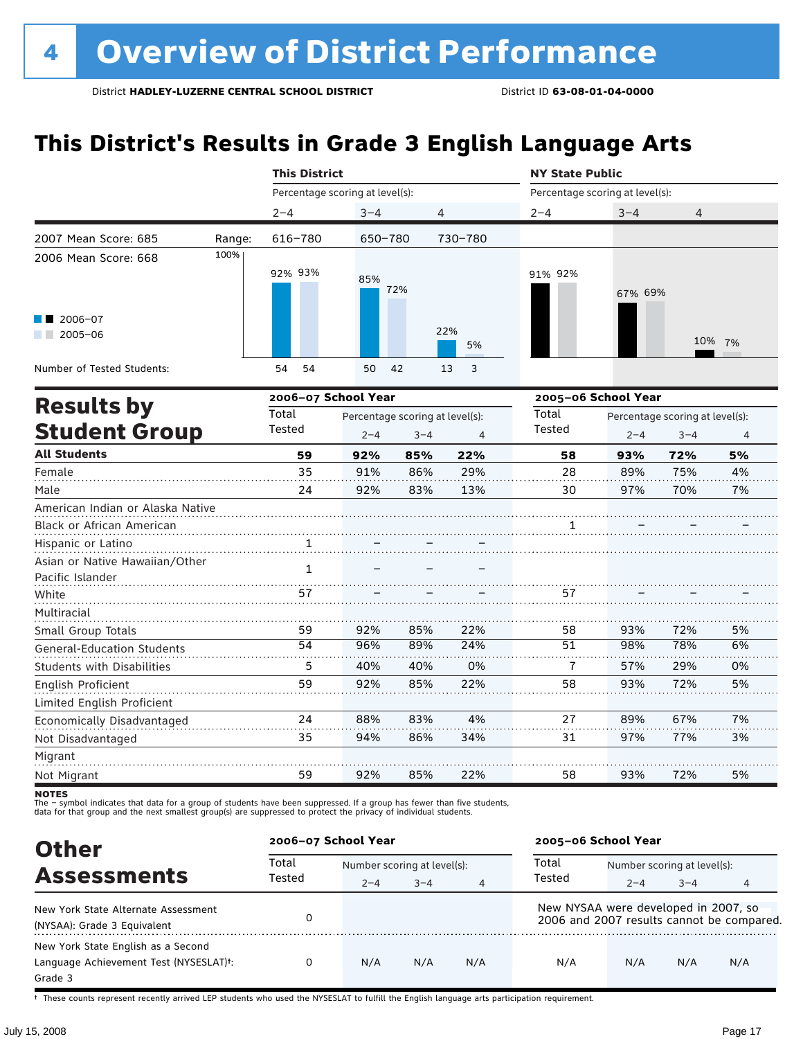# 4 Overview of District Performance

District **HADLEY-LUZERNE CENTRAL SCHOOL DISTRICT** District ID **63-08-01-04-0000**

## This District's Results in Grade 3 English Language Arts

**This District**

Percentage scoring at level(s):

2–4 | 3–4 | 4

**NY State Public**

Percentage scoring at level(s):

2–4 | 3–4 | 4

2007 Mean Score: 685 Range: 616–780 650–780 730–780

2006 Mean Score: 668

100%

2006–07
2005–06

This District: 92% 93% | 85% 72% | 22% 5%

NY State Public: 91% 92% | 67% 69% | 10% 7%

Number of Tested Students: 54 54 | 50 42 | 13 3

## Results by Student Group

| | 2006–07 School Year | | | | 2005–06 School Year | | | |
|---|---|---|---|---|---|---|---|---|
| | Total Tested | Percentage scoring at level(s): | | | Total Tested | Percentage scoring at level(s): | | |
| | | 2–4 | 3–4 | 4 | | 2–4 | 3–4 | 4 |
| **All Students** | **59** | **92%** | **85%** | **22%** | **58** | **93%** | **72%** | **5%** |
| Female | 35 | 91% | 86% | 29% | 28 | 89% | 75% | 4% |
| Male | 24 | 92% | 83% | 13% | 30 | 97% | 70% | 7% |
| American Indian or Alaska Native | | | | | | | | |
| Black or African American | | | | | 1 | – | – | – |
| Hispanic or Latino | 1 | – | – | – | | | | |
| Asian or Native Hawaiian/Other Pacific Islander | 1 | – | – | – | | | | |
| White | 57 | – | – | – | 57 | – | – | – |
| Multiracial | | | | | | | | |
| Small Group Totals | 59 | 92% | 85% | 22% | 58 | 93% | 72% | 5% |
| General-Education Students | 54 | 96% | 89% | 24% | 51 | 98% | 78% | 6% |
| Students with Disabilities | 5 | 40% | 40% | 0% | 7 | 57% | 29% | 0% |
| English Proficient | 59 | 92% | 85% | 22% | 58 | 93% | 72% | 5% |
| Limited English Proficient | | | | | | | | |
| Economically Disadvantaged | 24 | 88% | 83% | 4% | 27 | 89% | 67% | 7% |
| Not Disadvantaged | 35 | 94% | 86% | 34% | 31 | 97% | 77% | 3% |
| Migrant | | | | | | | | |
| Not Migrant | 59 | 92% | 85% | 22% | 58 | 93% | 72% | 5% |

**NOTES**

The – symbol indicates that data for a group of students have been suppressed. If a group has fewer than five students, data for that group and the next smallest group(s) are suppressed to protect the privacy of individual students.

## Other Assessments

| | 2006–07 School Year | | | | 2005–06 School Year | | | |
|---|---|---|---|---|---|---|---|---|
| | Total Tested | Number scoring at level(s): | | | Total Tested | Number scoring at level(s): | | |
| | | 2–4 | 3–4 | 4 | | 2–4 | 3–4 | 4 |
| New York State Alternate Assessment (NYSAA): Grade 3 Equivalent | 0 | | | | New NYSAA were developed in 2007, so 2006 and 2007 results cannot be compared. | | | |
| New York State English as a Second Language Achievement Test (NYSESLAT)†: Grade 3 | 0 | N/A | N/A | N/A | N/A | N/A | N/A | N/A |

† These counts represent recently arrived LEP students who used the NYSESLAT to fulfill the English language arts participation requirement.

July 15, 2008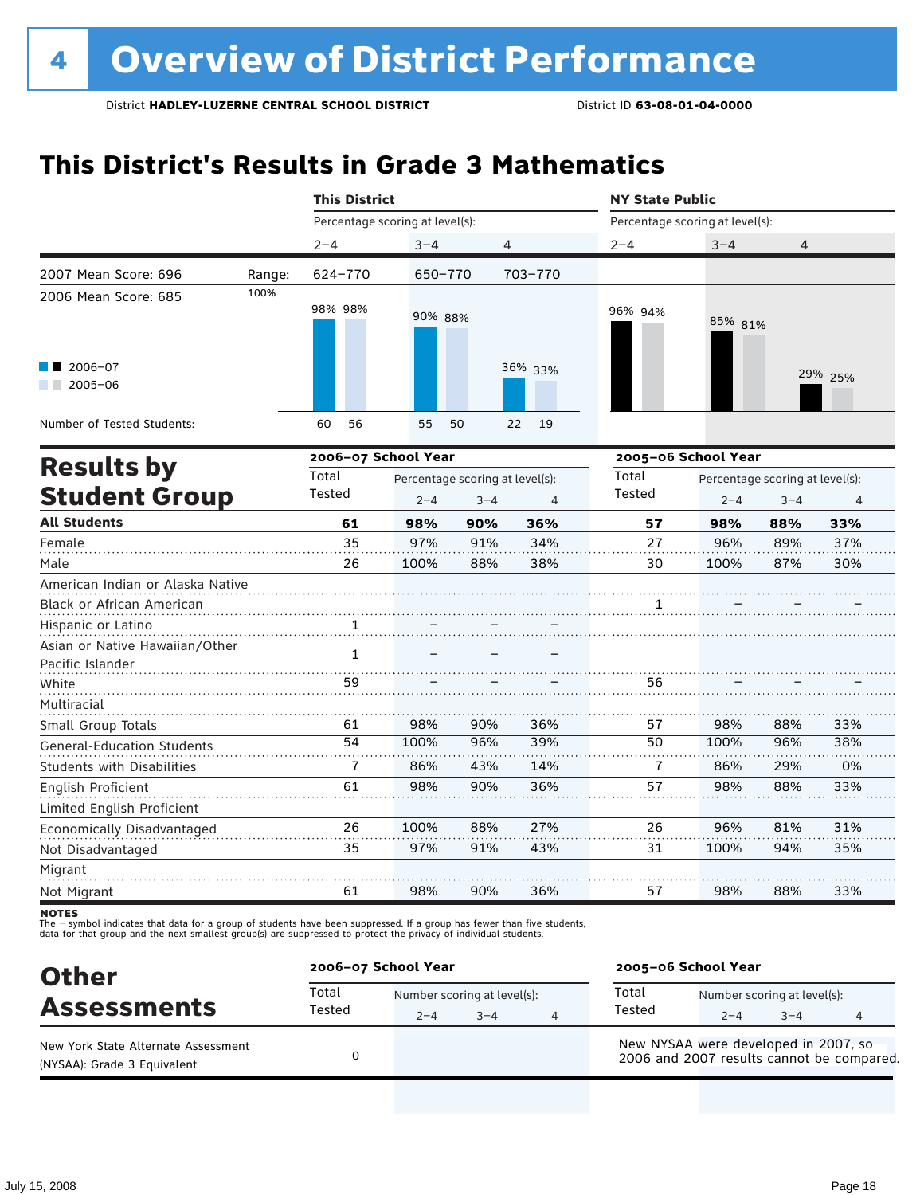# 4 Overview of District Performance

District **HADLEY-LUZERNE CENTRAL SCHOOL DISTRICT** District ID **63-08-01-04-0000**

## This District's Results in Grade 3 Mathematics

**This District**

Percentage scoring at level(s):

2–4 3–4 4

**NY State Public**

Percentage scoring at level(s):

2–4 3–4 4

2007 Mean Score: 696 Range: 624–770 650–770 703–770

2006 Mean Score: 685

100%

2006–07
2005–06

98% 98% 90% 88% 36% 33%

96% 94% 85% 81% 29% 25%

Number of Tested Students: 60 56 55 50 22 19

## Results by Student Group

| | 2006–07 School Year | | | | 2005–06 School Year | | | |
|---|---|---|---|---|---|---|---|---|
| | Total Tested | Percentage scoring at level(s): 2–4 | 3–4 | 4 | Total Tested | Percentage scoring at level(s): 2–4 | 3–4 | 4 |
| **All Students** | **61** | **98%** | **90%** | **36%** | **57** | **98%** | **88%** | **33%** |
| Female | 35 | 97% | 91% | 34% | 27 | 96% | 89% | 37% |
| Male | 26 | 100% | 88% | 38% | 30 | 100% | 87% | 30% |
| American Indian or Alaska Native | | | | | | | | |
| Black or African American | | | | | 1 | – | – | – |
| Hispanic or Latino | 1 | – | – | – | | | | |
| Asian or Native Hawaiian/Other Pacific Islander | 1 | – | – | – | | | | |
| White | 59 | – | – | – | 56 | – | – | – |
| Multiracial | | | | | | | | |
| Small Group Totals | 61 | 98% | 90% | 36% | 57 | 98% | 88% | 33% |
| General-Education Students | 54 | 100% | 96% | 39% | 50 | 100% | 96% | 38% |
| Students with Disabilities | 7 | 86% | 43% | 14% | 7 | 86% | 29% | 0% |
| English Proficient | 61 | 98% | 90% | 36% | 57 | 98% | 88% | 33% |
| Limited English Proficient | | | | | | | | |
| Economically Disadvantaged | 26 | 100% | 88% | 27% | 26 | 96% | 81% | 31% |
| Not Disadvantaged | 35 | 97% | 91% | 43% | 31 | 100% | 94% | 35% |
| Migrant | | | | | | | | |
| Not Migrant | 61 | 98% | 90% | 36% | 57 | 98% | 88% | 33% |

**NOTES**

The – symbol indicates that data for a group of students have been suppressed. If a group has fewer than five students, data for that group and the next smallest group(s) are suppressed to protect the privacy of individual students.

## Other Assessments

| | 2006–07 School Year | | | | 2005–06 School Year | | | |
|---|---|---|---|---|---|---|---|---|
| | Total Tested | Number scoring at level(s): 2–4 | 3–4 | 4 | Total Tested | Number scoring at level(s): 2–4 | 3–4 | 4 |
| New York State Alternate Assessment (NYSAA): Grade 3 Equivalent | 0 | | | | New NYSAA were developed in 2007, so 2006 and 2007 results cannot be compared. | | | |

July 15, 2008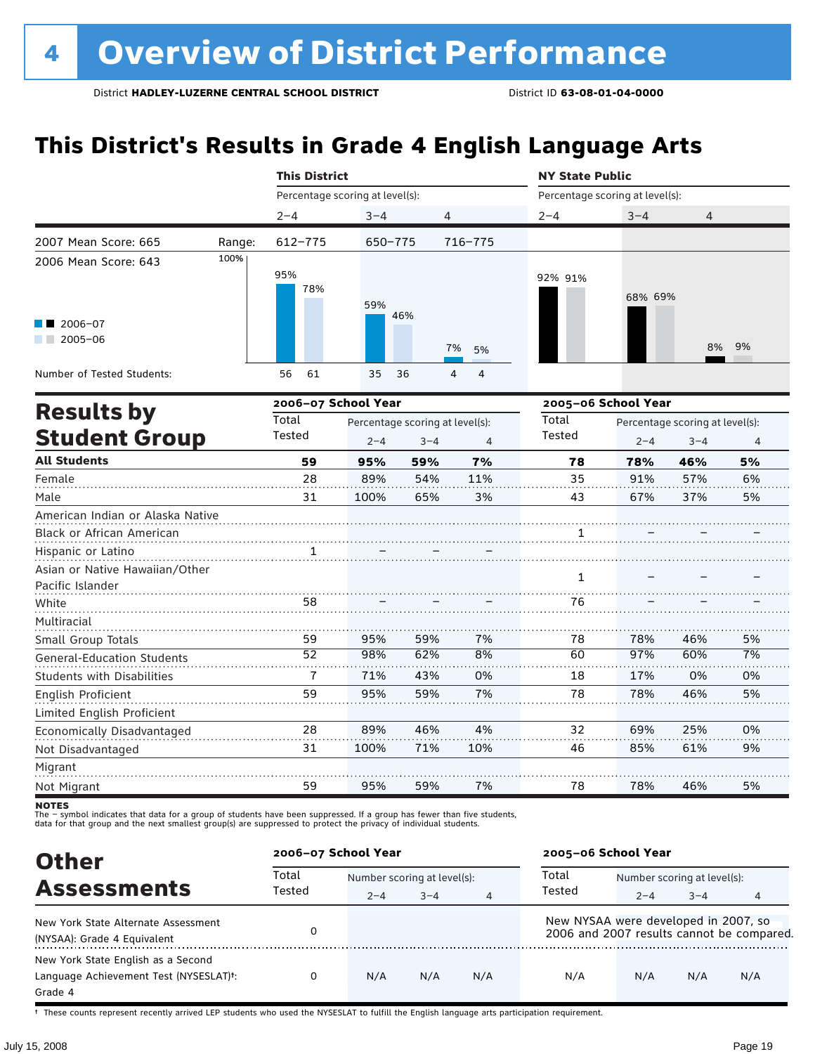# 4 Overview of District Performance

District **HADLEY-LUZERNE CENTRAL SCHOOL DISTRICT** District ID **63-08-01-04-0000**

## This District's Results in Grade 4 English Language Arts

This District

Percentage scoring at level(s):

2–4 3–4 4

NY State Public

Percentage scoring at level(s):

2–4 3–4 4

2007 Mean Score: 665 Range: 612–775 650–775 716–775

2006 Mean Score: 643

100%

■ 2006–07
■ 2005–06

95% 78% 59% 46% 7% 5%

92% 91% 68% 69% 8% 9%

Number of Tested Students: 56 61 35 36 4 4

## Results by Student Group

| | 2006–07 School Year | | | | 2005–06 School Year | | | |
|---|---|---|---|---|---|---|---|---|
| | Total Tested | Percentage scoring at level(s): 2–4 | 3–4 | 4 | Total Tested | Percentage scoring at level(s): 2–4 | 3–4 | 4 |
| **All Students** | **59** | **95%** | **59%** | **7%** | **78** | **78%** | **46%** | **5%** |
| Female | 28 | 89% | 54% | 11% | 35 | 91% | 57% | 6% |
| Male | 31 | 100% | 65% | 3% | 43 | 67% | 37% | 5% |
| American Indian or Alaska Native | | | | | | | | |
| Black or African American | | | | | 1 | – | – | – |
| Hispanic or Latino | 1 | – | – | – | | | | |
| Asian or Native Hawaiian/Other Pacific Islander | | | | | 1 | – | – | – |
| White | 58 | – | – | – | 76 | – | – | – |
| Multiracial | | | | | | | | |
| Small Group Totals | 59 | 95% | 59% | 7% | 78 | 78% | 46% | 5% |
| General-Education Students | 52 | 98% | 62% | 8% | 60 | 97% | 60% | 7% |
| Students with Disabilities | 7 | 71% | 43% | 0% | 18 | 17% | 0% | 0% |
| English Proficient | 59 | 95% | 59% | 7% | 78 | 78% | 46% | 5% |
| Limited English Proficient | | | | | | | | |
| Economically Disadvantaged | 28 | 89% | 46% | 4% | 32 | 69% | 25% | 0% |
| Not Disadvantaged | 31 | 100% | 71% | 10% | 46 | 85% | 61% | 9% |
| Migrant | | | | | | | | |
| Not Migrant | 59 | 95% | 59% | 7% | 78 | 78% | 46% | 5% |

**NOTES**
The – symbol indicates that data for a group of students have been suppressed. If a group has fewer than five students, data for that group and the next smallest group(s) are suppressed to protect the privacy of individual students.

## Other Assessments

| | 2006–07 School Year | | | | 2005–06 School Year | | | |
|---|---|---|---|---|---|---|---|---|
| | Total Tested | Number scoring at level(s): 2–4 | 3–4 | 4 | Total Tested | Number scoring at level(s): 2–4 | 3–4 | 4 |
| New York State Alternate Assessment (NYSAA): Grade 4 Equivalent | 0 | | | | New NYSAA were developed in 2007, so 2006 and 2007 results cannot be compared. | | | |
| New York State English as a Second Language Achievement Test (NYSESLAT)†: Grade 4 | 0 | N/A | N/A | N/A | N/A | N/A | N/A | N/A |

† These counts represent recently arrived LEP students who used the NYSESLAT to fulfill the English language arts participation requirement.

July 15, 2008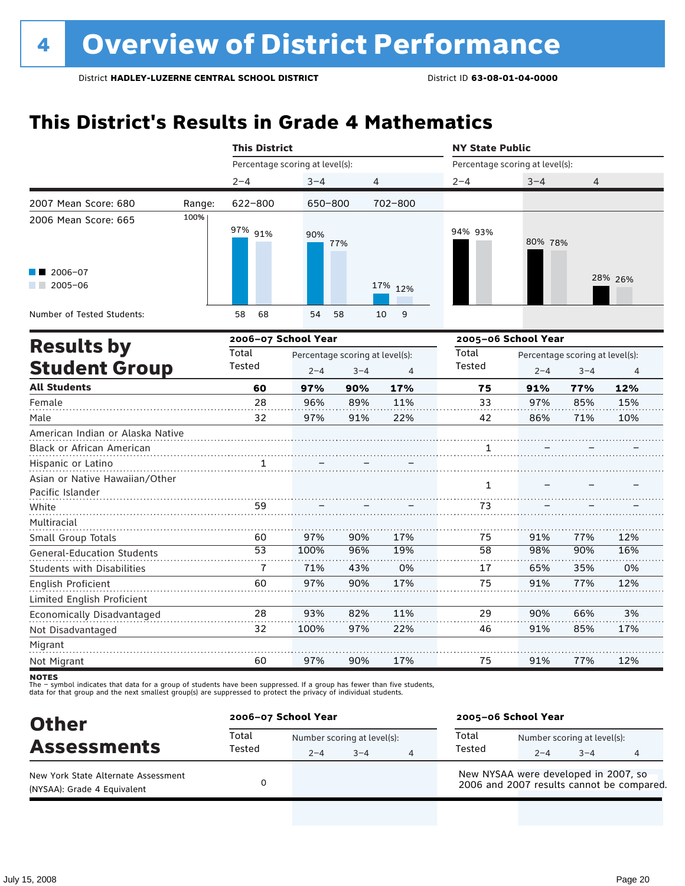# 4 Overview of District Performance

District **HADLEY-LUZERNE CENTRAL SCHOOL DISTRICT** District ID **63-08-01-04-0000**

## This District's Results in Grade 4 Mathematics

| | | This District | | | NY State Public | | |
|---|---|---|---|---|---|---|---|
| | | Percentage scoring at level(s): | | | Percentage scoring at level(s): | | |
| | | 2–4 | 3–4 | 4 | 2–4 | 3–4 | 4 |
| 2007 Mean Score: 680 | Range: | 622–800 | 650–800 | 702–800 | | | |

2006 Mean Score: 665

100%

2006–07
2005–06

97% 91%
90% 77%
17% 12%
94% 93%
80% 78%
28% 26%

Number of Tested Students: 58 68 54 58 10 9

## Results by Student Group

| | 2006–07 School Year | | | | 2005–06 School Year | | | |
|---|---|---|---|---|---|---|---|---|
| | Total Tested | Percentage scoring at level(s): 2–4 | 3–4 | 4 | Total Tested | Percentage scoring at level(s): 2–4 | 3–4 | 4 |
| **All Students** | **60** | **97%** | **90%** | **17%** | **75** | **91%** | **77%** | **12%** |
| Female | 28 | 96% | 89% | 11% | 33 | 97% | 85% | 15% |
| Male | 32 | 97% | 91% | 22% | 42 | 86% | 71% | 10% |
| American Indian or Alaska Native | | | | | | | | |
| Black or African American | | | | | 1 | – | – | – |
| Hispanic or Latino | 1 | – | – | – | | | | |
| Asian or Native Hawaiian/Other Pacific Islander | | | | | 1 | – | – | – |
| White | 59 | – | – | – | 73 | – | – | – |
| Multiracial | | | | | | | | |
| Small Group Totals | 60 | 97% | 90% | 17% | 75 | 91% | 77% | 12% |
| General-Education Students | 53 | 100% | 96% | 19% | 58 | 98% | 90% | 16% |
| Students with Disabilities | 7 | 71% | 43% | 0% | 17 | 65% | 35% | 0% |
| English Proficient | 60 | 97% | 90% | 17% | 75 | 91% | 77% | 12% |
| Limited English Proficient | | | | | | | | |
| Economically Disadvantaged | 28 | 93% | 82% | 11% | 29 | 90% | 66% | 3% |
| Not Disadvantaged | 32 | 100% | 97% | 22% | 46 | 91% | 85% | 17% |
| Migrant | | | | | | | | |
| Not Migrant | 60 | 97% | 90% | 17% | 75 | 91% | 77% | 12% |

**NOTES**
The – symbol indicates that data for a group of students have been suppressed. If a group has fewer than five students, data for that group and the next smallest group(s) are suppressed to protect the privacy of individual students.

## Other Assessments

| | 2006–07 School Year | | | | 2005–06 School Year | | | |
|---|---|---|---|---|---|---|---|---|
| | Total Tested | Number scoring at level(s): 2–4 | 3–4 | 4 | Total Tested | Number scoring at level(s): 2–4 | 3–4 | 4 |
| New York State Alternate Assessment (NYSAA): Grade 4 Equivalent | 0 | | | | New NYSAA were developed in 2007, so 2006 and 2007 results cannot be compared. | | | |

July 15, 2008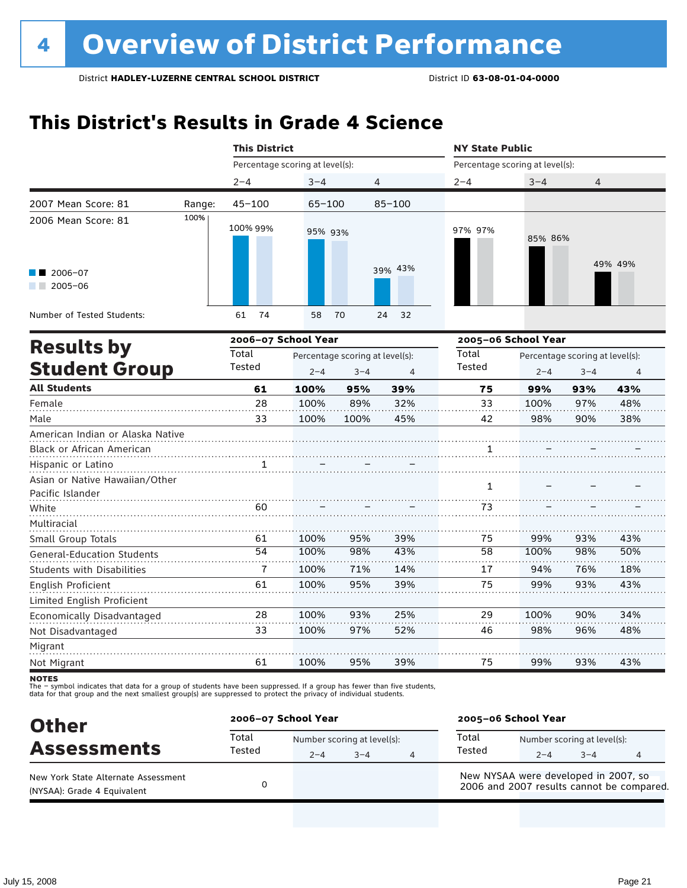# 4 Overview of District Performance

District **HADLEY-LUZERNE CENTRAL SCHOOL DISTRICT** District ID **63-08-01-04-0000**

## This District's Results in Grade 4 Science

**This District** — Percentage scoring at level(s):

**NY State Public** — Percentage scoring at level(s):

2007 Mean Score: 81
2006 Mean Score: 81

Range: 2–4: 45–100; 3–4: 65–100; 4: 85–100

100%

2006–07
2005–06

This District: 2–4: 100% 99%; 3–4: 95% 93%; 4: 39% 43%

NY State Public: 2–4: 97% 97%; 3–4: 85% 86%; 4: 49% 49%

Number of Tested Students: 61 74 | 58 70 | 24 32

## Results by Student Group

| | 2006–07 School Year | | | | 2005–06 School Year | | | |
|---|---|---|---|---|---|---|---|---|
| | Total Tested | Percentage scoring at level(s): 2–4 | 3–4 | 4 | Total Tested | Percentage scoring at level(s): 2–4 | 3–4 | 4 |
| **All Students** | **61** | **100%** | **95%** | **39%** | **75** | **99%** | **93%** | **43%** |
| Female | 28 | 100% | 89% | 32% | 33 | 100% | 97% | 48% |
| Male | 33 | 100% | 100% | 45% | 42 | 98% | 90% | 38% |
| American Indian or Alaska Native | | | | | | | | |
| Black or African American | | | | | 1 | – | – | – |
| Hispanic or Latino | 1 | – | – | – | | | | |
| Asian or Native Hawaiian/Other Pacific Islander | | | | | 1 | – | – | – |
| White | 60 | – | – | – | 73 | – | – | – |
| Multiracial | | | | | | | | |
| Small Group Totals | 61 | 100% | 95% | 39% | 75 | 99% | 93% | 43% |
| General-Education Students | 54 | 100% | 98% | 43% | 58 | 100% | 98% | 50% |
| Students with Disabilities | 7 | 100% | 71% | 14% | 17 | 94% | 76% | 18% |
| English Proficient | 61 | 100% | 95% | 39% | 75 | 99% | 93% | 43% |
| Limited English Proficient | | | | | | | | |
| Economically Disadvantaged | 28 | 100% | 93% | 25% | 29 | 100% | 90% | 34% |
| Not Disadvantaged | 33 | 100% | 97% | 52% | 46 | 98% | 96% | 48% |
| Migrant | | | | | | | | |
| Not Migrant | 61 | 100% | 95% | 39% | 75 | 99% | 93% | 43% |

**NOTES**
The – symbol indicates that data for a group of students have been suppressed. If a group has fewer than five students, data for that group and the next smallest group(s) are suppressed to protect the privacy of individual students.

## Other Assessments

| | 2006–07 School Year | | | | 2005–06 School Year | | | |
|---|---|---|---|---|---|---|---|---|
| | Total Tested | Number scoring at level(s): 2–4 | 3–4 | 4 | Total Tested | Number scoring at level(s): 2–4 | 3–4 | 4 |
| New York State Alternate Assessment (NYSAA): Grade 4 Equivalent | 0 | | | | New NYSAA were developed in 2007, so 2006 and 2007 results cannot be compared. | | | |

July 15, 2008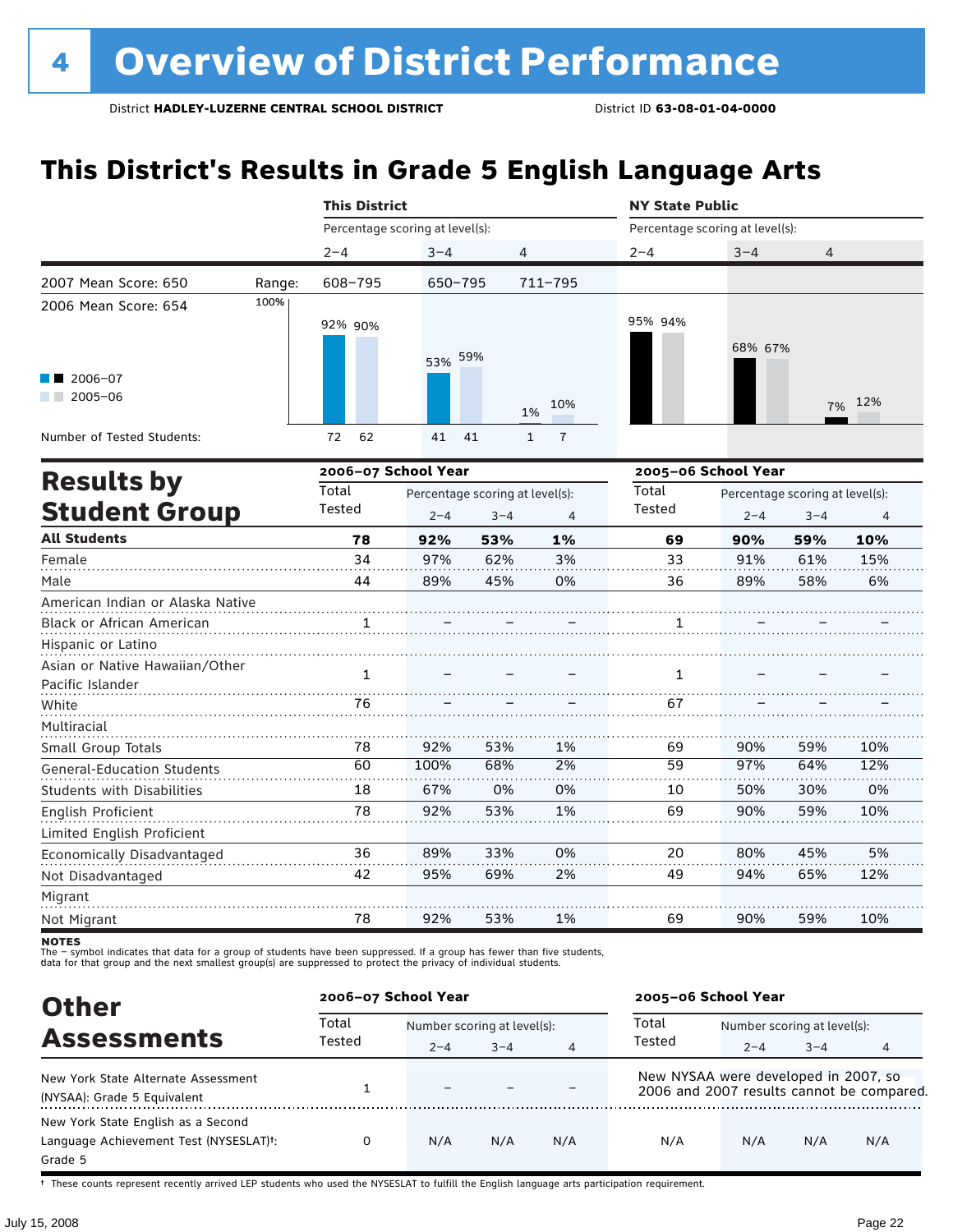# 4 Overview of District Performance

District **HADLEY-LUZERNE CENTRAL SCHOOL DISTRICT** District ID **63-08-01-04-0000**

## This District's Results in Grade 5 English Language Arts

| | | This District | | | NY State Public | | |
|---|---|---|---|---|---|---|---|
| | | Percentage scoring at level(s): | | | Percentage scoring at level(s): | | |
| | | 2–4 | 3–4 | 4 | 2–4 | 3–4 | 4 |
| 2007 Mean Score: 650 | Range: | 608–795 | 650–795 | 711–795 | | | |
| 2006 Mean Score: 654 | | | | | | | |

100%

92% 90%

53% 59%

1% 10%

95% 94%

68% 67%

7% 12%

2006–07
2005–06

Number of Tested Students: 72 62 41 41 1 7

## Results by Student Group

| | 2006–07 School Year | | | | 2005–06 School Year | | | |
|---|---|---|---|---|---|---|---|---|
| | Total Tested | Percentage scoring at level(s): | | | Total Tested | Percentage scoring at level(s): | | |
| | | 2–4 | 3–4 | 4 | | 2–4 | 3–4 | 4 |
| **All Students** | **78** | **92%** | **53%** | **1%** | **69** | **90%** | **59%** | **10%** |
| Female | 34 | 97% | 62% | 3% | 33 | 91% | 61% | 15% |
| Male | 44 | 89% | 45% | 0% | 36 | 89% | 58% | 6% |
| American Indian or Alaska Native | | | | | | | | |
| Black or African American | 1 | – | – | – | 1 | – | – | – |
| Hispanic or Latino | | | | | | | | |
| Asian or Native Hawaiian/Other Pacific Islander | 1 | – | – | – | 1 | – | – | – |
| White | 76 | – | – | – | 67 | – | – | – |
| Multiracial | | | | | | | | |
| Small Group Totals | 78 | 92% | 53% | 1% | 69 | 90% | 59% | 10% |
| General-Education Students | 60 | 100% | 68% | 2% | 59 | 97% | 64% | 12% |
| Students with Disabilities | 18 | 67% | 0% | 0% | 10 | 50% | 30% | 0% |
| English Proficient | 78 | 92% | 53% | 1% | 69 | 90% | 59% | 10% |
| Limited English Proficient | | | | | | | | |
| Economically Disadvantaged | 36 | 89% | 33% | 0% | 20 | 80% | 45% | 5% |
| Not Disadvantaged | 42 | 95% | 69% | 2% | 49 | 94% | 65% | 12% |
| Migrant | | | | | | | | |
| Not Migrant | 78 | 92% | 53% | 1% | 69 | 90% | 59% | 10% |

**NOTES**
The – symbol indicates that data for a group of students have been suppressed. If a group has fewer than five students, data for that group and the next smallest group(s) are suppressed to protect the privacy of individual students.

## Other Assessments

| | 2006–07 School Year | | | | 2005–06 School Year | | | |
|---|---|---|---|---|---|---|---|---|
| | Total Tested | Number scoring at level(s): | | | Total Tested | Number scoring at level(s): | | |
| | | 2–4 | 3–4 | 4 | | 2–4 | 3–4 | 4 |
| New York State Alternate Assessment (NYSAA): Grade 5 Equivalent | 1 | – | – | – | New NYSAA were developed in 2007, so 2006 and 2007 results cannot be compared. | | | |
| New York State English as a Second Language Achievement Test (NYSESLAT)†: Grade 5 | 0 | N/A | N/A | N/A | N/A | N/A | N/A | N/A |

† These counts represent recently arrived LEP students who used the NYSESLAT to fulfill the English language arts participation requirement.

July 15, 2008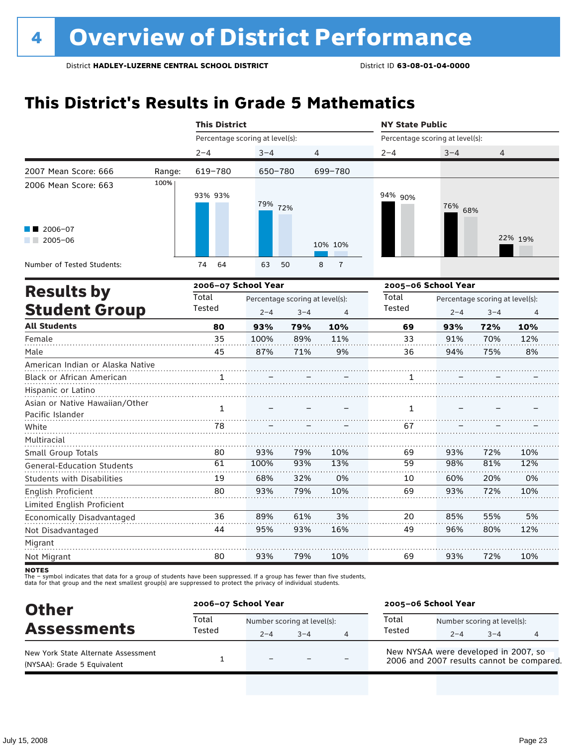# 4 Overview of District Performance

District **HADLEY-LUZERNE CENTRAL SCHOOL DISTRICT** District ID **63-08-01-04-0000**

## This District's Results in Grade 5 Mathematics

This District

Percentage scoring at level(s):

2–4 3–4 4

NY State Public

Percentage scoring at level(s):

2–4 3–4 4

2007 Mean Score: 666 Range: 619–780 650–780 699–780

2006 Mean Score: 663

100%

93% 93% 79% 72% 10% 10%

94% 90% 76% 68% 22% 19%

2006–07

2005–06

Number of Tested Students: 74 64 63 50 8 7

## Results by Student Group

| | 2006–07 School Year | | | | 2005–06 School Year | | | |
|---|---|---|---|---|---|---|---|---|
| | Total Tested | Percentage scoring at level(s): 2–4 | 3–4 | 4 | Total Tested | Percentage scoring at level(s): 2–4 | 3–4 | 4 |
| **All Students** | **80** | **93%** | **79%** | **10%** | **69** | **93%** | **72%** | **10%** |
| Female | 35 | 100% | 89% | 11% | 33 | 91% | 70% | 12% |
| Male | 45 | 87% | 71% | 9% | 36 | 94% | 75% | 8% |
| American Indian or Alaska Native | | | | | | | | |
| Black or African American | 1 | – | – | – | 1 | – | – | – |
| Hispanic or Latino | | | | | | | | |
| Asian or Native Hawaiian/Other Pacific Islander | 1 | – | – | – | 1 | – | – | – |
| White | 78 | – | – | – | 67 | – | – | – |
| Multiracial | | | | | | | | |
| Small Group Totals | 80 | 93% | 79% | 10% | 69 | 93% | 72% | 10% |
| General-Education Students | 61 | 100% | 93% | 13% | 59 | 98% | 81% | 12% |
| Students with Disabilities | 19 | 68% | 32% | 0% | 10 | 60% | 20% | 0% |
| English Proficient | 80 | 93% | 79% | 10% | 69 | 93% | 72% | 10% |
| Limited English Proficient | | | | | | | | |
| Economically Disadvantaged | 36 | 89% | 61% | 3% | 20 | 85% | 55% | 5% |
| Not Disadvantaged | 44 | 95% | 93% | 16% | 49 | 96% | 80% | 12% |
| Migrant | | | | | | | | |
| Not Migrant | 80 | 93% | 79% | 10% | 69 | 93% | 72% | 10% |

**NOTES**
The – symbol indicates that data for a group of students have been suppressed. If a group has fewer than five students, data for that group and the next smallest group(s) are suppressed to protect the privacy of individual students.

## Other Assessments

| | 2006–07 School Year | | | | 2005–06 School Year | | | |
|---|---|---|---|---|---|---|---|---|
| | Total Tested | Number scoring at level(s): 2–4 | 3–4 | 4 | Total Tested | Number scoring at level(s): 2–4 | 3–4 | 4 |
| New York State Alternate Assessment (NYSAA): Grade 5 Equivalent | 1 | – | – | – | New NYSAA were developed in 2007, so 2006 and 2007 results cannot be compared. | | | |

July 15, 2008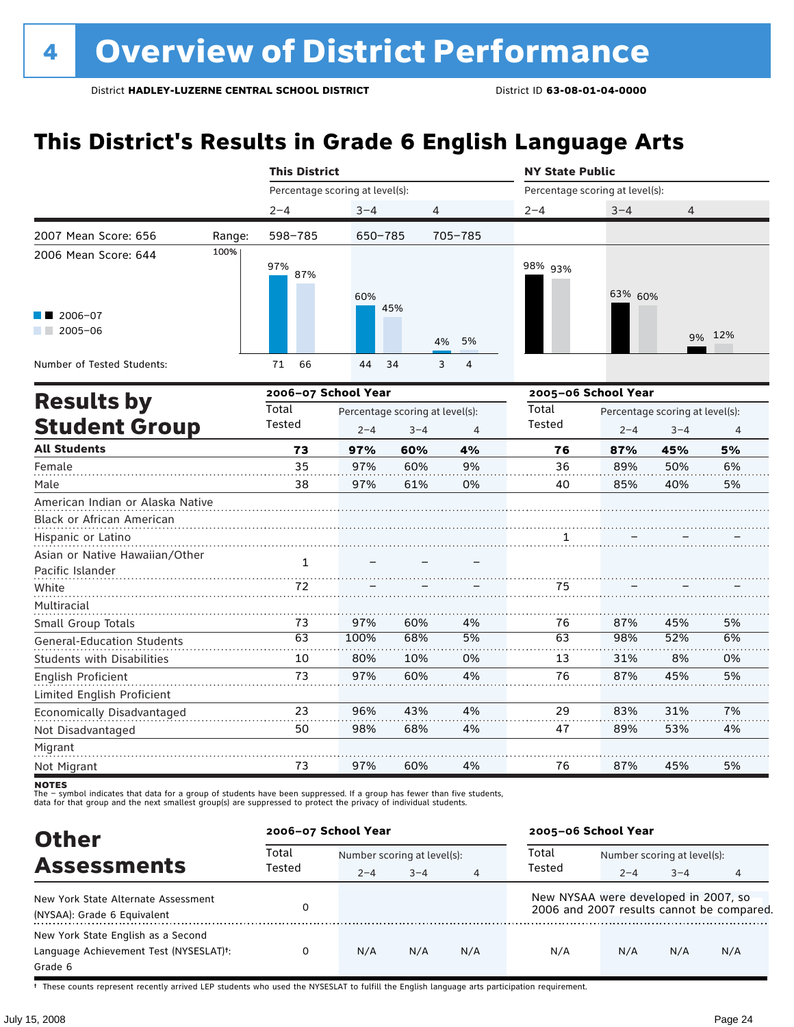# 4 Overview of District Performance

District **HADLEY-LUZERNE CENTRAL SCHOOL DISTRICT** District ID **63-08-01-04-0000**

## This District's Results in Grade 6 English Language Arts

This District

Percentage scoring at level(s):

2–4 3–4 4

NY State Public

Percentage scoring at level(s):

2–4 3–4 4

2007 Mean Score: 656 Range: 598–785 650–785 705–785

2006 Mean Score: 644

100%

■ 2006–07
■ 2005–06

97% 87% 60% 45% 4% 5%

98% 93% 63% 60% 9% 12%

Number of Tested Students: 71 66 44 34 3 4

## Results by Student Group

| | 2006–07 School Year | | | | 2005–06 School Year | | | |
|---|---|---|---|---|---|---|---|---|
| | Total Tested | Percentage scoring at level(s): 2–4 | 3–4 | 4 | Total Tested | Percentage scoring at level(s): 2–4 | 3–4 | 4 |
| **All Students** | **73** | **97%** | **60%** | **4%** | **76** | **87%** | **45%** | **5%** |
| Female | 35 | 97% | 60% | 9% | 36 | 89% | 50% | 6% |
| Male | 38 | 97% | 61% | 0% | 40 | 85% | 40% | 5% |
| American Indian or Alaska Native | | | | | | | | |
| Black or African American | | | | | | | | |
| Hispanic or Latino | | | | | 1 | – | – | – |
| Asian or Native Hawaiian/Other Pacific Islander | 1 | – | – | – | | | | |
| White | 72 | – | – | – | 75 | – | – | – |
| Multiracial | | | | | | | | |
| Small Group Totals | 73 | 97% | 60% | 4% | 76 | 87% | 45% | 5% |
| General-Education Students | 63 | 100% | 68% | 5% | 63 | 98% | 52% | 6% |
| Students with Disabilities | 10 | 80% | 10% | 0% | 13 | 31% | 8% | 0% |
| English Proficient | 73 | 97% | 60% | 4% | 76 | 87% | 45% | 5% |
| Limited English Proficient | | | | | | | | |
| Economically Disadvantaged | 23 | 96% | 43% | 4% | 29 | 83% | 31% | 7% |
| Not Disadvantaged | 50 | 98% | 68% | 4% | 47 | 89% | 53% | 4% |
| Migrant | | | | | | | | |
| Not Migrant | 73 | 97% | 60% | 4% | 76 | 87% | 45% | 5% |

**NOTES**
The – symbol indicates that data for a group of students have been suppressed. If a group has fewer than five students, data for that group and the next smallest group(s) are suppressed to protect the privacy of individual students.

## Other Assessments

| | 2006–07 School Year | | | | 2005–06 School Year | | | |
|---|---|---|---|---|---|---|---|---|
| | Total Tested | Number scoring at level(s): 2–4 | 3–4 | 4 | Total Tested | Number scoring at level(s): 2–4 | 3–4 | 4 |
| New York State Alternate Assessment (NYSAA): Grade 6 Equivalent | 0 | | | | New NYSAA were developed in 2007, so 2006 and 2007 results cannot be compared. | | | |
| New York State English as a Second Language Achievement Test (NYSESLAT)†: Grade 6 | 0 | N/A | N/A | N/A | N/A | N/A | N/A | N/A |

† These counts represent recently arrived LEP students who used the NYSESLAT to fulfill the English language arts participation requirement.

July 15, 2008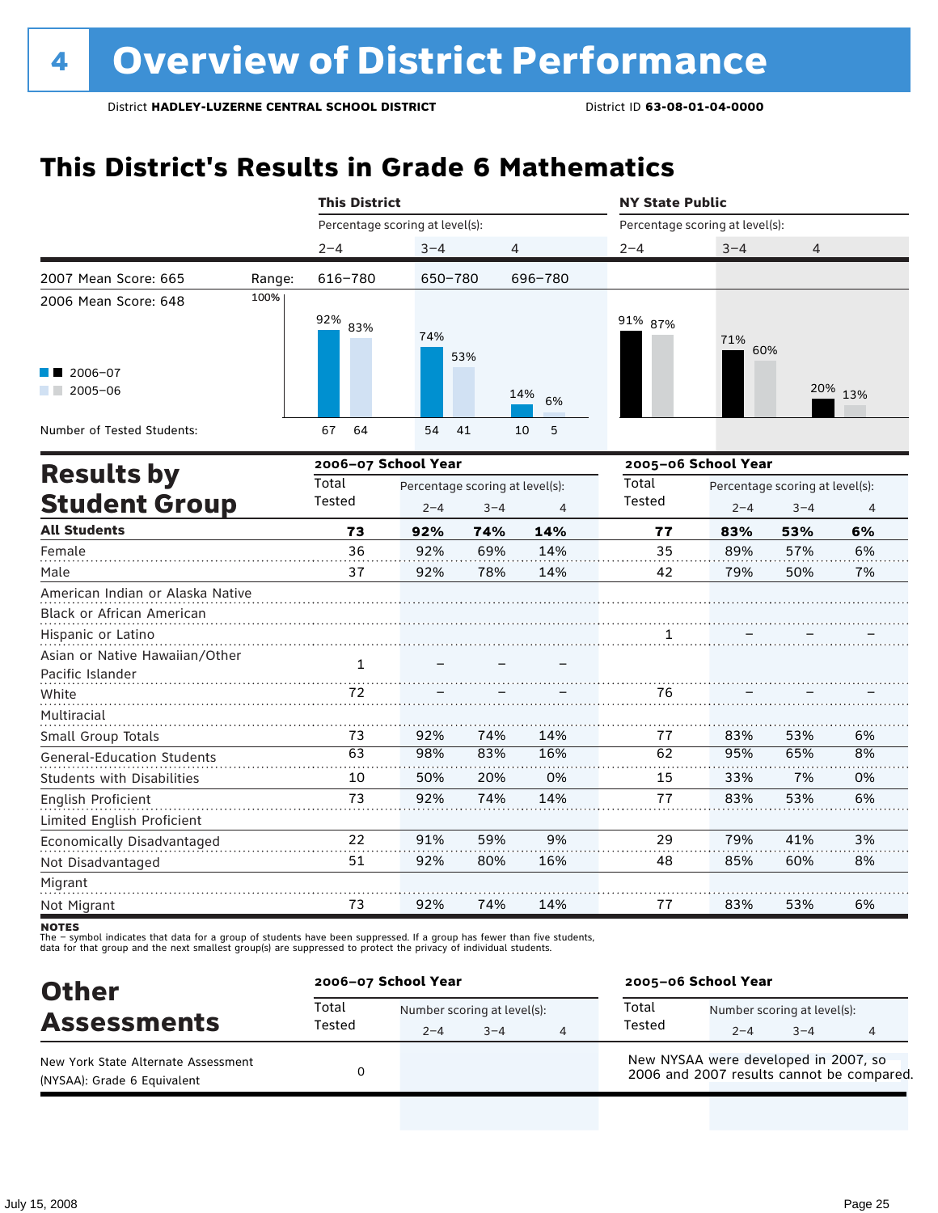# 4 Overview of District Performance

District **HADLEY-LUZERNE CENTRAL SCHOOL DISTRICT** District ID **63-08-01-04-0000**

## This District's Results in Grade 6 Mathematics

**This District**

Percentage scoring at level(s):

2–4 3–4 4

**NY State Public**

Percentage scoring at level(s):

2–4 3–4 4

2007 Mean Score: 665 Range: 616–780 650–780 696–780

2006 Mean Score: 648

100%

2006–07

2005–06

92% 83% 74% 53% 14% 6%

91% 87% 71% 60% 20% 13%

Number of Tested Students: 67 64 54 41 10 5

## Results by Student Group

| | 2006–07 School Year | | | | 2005–06 School Year | | | |
|---|---|---|---|---|---|---|---|---|
| | Total Tested | Percentage scoring at level(s): | | | Total Tested | Percentage scoring at level(s): | | |
| | | 2–4 | 3–4 | 4 | | 2–4 | 3–4 | 4 |
| **All Students** | **73** | **92%** | **74%** | **14%** | **77** | **83%** | **53%** | **6%** |
| Female | 36 | 92% | 69% | 14% | 35 | 89% | 57% | 6% |
| Male | 37 | 92% | 78% | 14% | 42 | 79% | 50% | 7% |
| American Indian or Alaska Native | | | | | | | | |
| Black or African American | | | | | | | | |
| Hispanic or Latino | | | | | 1 | – | – | – |
| Asian or Native Hawaiian/Other Pacific Islander | 1 | – | – | – | | | | |
| White | 72 | – | – | – | 76 | – | – | – |
| Multiracial | | | | | | | | |
| Small Group Totals | 73 | 92% | 74% | 14% | 77 | 83% | 53% | 6% |
| General-Education Students | 63 | 98% | 83% | 16% | 62 | 95% | 65% | 8% |
| Students with Disabilities | 10 | 50% | 20% | 0% | 15 | 33% | 7% | 0% |
| English Proficient | 73 | 92% | 74% | 14% | 77 | 83% | 53% | 6% |
| Limited English Proficient | | | | | | | | |
| Economically Disadvantaged | 22 | 91% | 59% | 9% | 29 | 79% | 41% | 3% |
| Not Disadvantaged | 51 | 92% | 80% | 16% | 48 | 85% | 60% | 8% |
| Migrant | | | | | | | | |
| Not Migrant | 73 | 92% | 74% | 14% | 77 | 83% | 53% | 6% |

**NOTES**
The – symbol indicates that data for a group of students have been suppressed. If a group has fewer than five students, data for that group and the next smallest group(s) are suppressed to protect the privacy of individual students.

## Other Assessments

| | 2006–07 School Year | | | | 2005–06 School Year | | | |
|---|---|---|---|---|---|---|---|---|
| | Total Tested | Number scoring at level(s): | | | Total Tested | Number scoring at level(s): | | |
| | | 2–4 | 3–4 | 4 | | 2–4 | 3–4 | 4 |
| New York State Alternate Assessment (NYSAA): Grade 6 Equivalent | 0 | | | | New NYSAA were developed in 2007, so 2006 and 2007 results cannot be compared. | | | |

July 15, 2008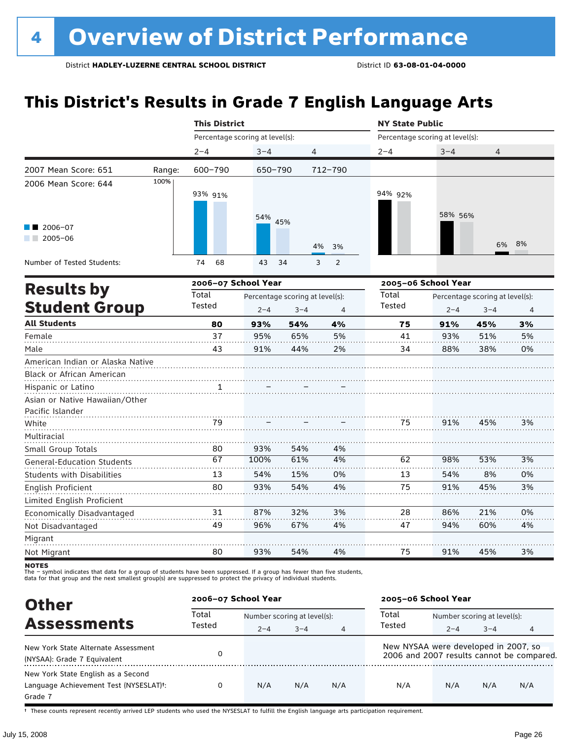# 4 Overview of District Performance

District **HADLEY-LUZERNE CENTRAL SCHOOL DISTRICT** District ID **63-08-01-04-0000**

## This District's Results in Grade 7 English Language Arts

This District — Percentage scoring at level(s): 2–4, 3–4, 4

NY State Public — Percentage scoring at level(s): 2–4, 3–4, 4

2007 Mean Score: 651 — Range: 600–790 | 650–790 | 712–790

2006 Mean Score: 644

100%

2006–07
2005–06

This District: 93% 91% | 54% 45% | 4% 3%

NY State Public: 94% 92% | 58% 56% | 6% 8%

Number of Tested Students: 74 68 | 43 34 | 3 2

## Results by Student Group

| | 2006–07 School Year | | | | 2005–06 School Year | | | |
|---|---|---|---|---|---|---|---|---|
| | Total Tested | Percentage scoring at level(s): 2–4 | 3–4 | 4 | Total Tested | Percentage scoring at level(s): 2–4 | 3–4 | 4 |
| **All Students** | **80** | **93%** | **54%** | **4%** | **75** | **91%** | **45%** | **3%** |
| Female | 37 | 95% | 65% | 5% | 41 | 93% | 51% | 5% |
| Male | 43 | 91% | 44% | 2% | 34 | 88% | 38% | 0% |
| American Indian or Alaska Native | | | | | | | | |
| Black or African American | | | | | | | | |
| Hispanic or Latino | 1 | – | – | – | | | | |
| Asian or Native Hawaiian/Other Pacific Islander | | | | | | | | |
| White | 79 | – | – | – | 75 | 91% | 45% | 3% |
| Multiracial | | | | | | | | |
| Small Group Totals | 80 | 93% | 54% | 4% | | | | |
| General-Education Students | 67 | 100% | 61% | 4% | 62 | 98% | 53% | 3% |
| Students with Disabilities | 13 | 54% | 15% | 0% | 13 | 54% | 8% | 0% |
| English Proficient | 80 | 93% | 54% | 4% | 75 | 91% | 45% | 3% |
| Limited English Proficient | | | | | | | | |
| Economically Disadvantaged | 31 | 87% | 32% | 3% | 28 | 86% | 21% | 0% |
| Not Disadvantaged | 49 | 96% | 67% | 4% | 47 | 94% | 60% | 4% |
| Migrant | | | | | | | | |
| Not Migrant | 80 | 93% | 54% | 4% | 75 | 91% | 45% | 3% |

**NOTES**
The – symbol indicates that data for a group of students have been suppressed. If a group has fewer than five students, data for that group and the next smallest group(s) are suppressed to protect the privacy of individual students.

## Other Assessments

| | 2006–07 School Year | | | | 2005–06 School Year | | | |
|---|---|---|---|---|---|---|---|---|
| | Total Tested | Number scoring at level(s): 2–4 | 3–4 | 4 | Total Tested | Number scoring at level(s): 2–4 | 3–4 | 4 |
| New York State Alternate Assessment (NYSAA): Grade 7 Equivalent | 0 | | | | New NYSAA were developed in 2007, so 2006 and 2007 results cannot be compared. | | | |
| New York State English as a Second Language Achievement Test (NYSESLAT)†: Grade 7 | 0 | N/A | N/A | N/A | N/A | N/A | N/A | N/A |

† These counts represent recently arrived LEP students who used the NYSESLAT to fulfill the English language arts participation requirement.

July 15, 2008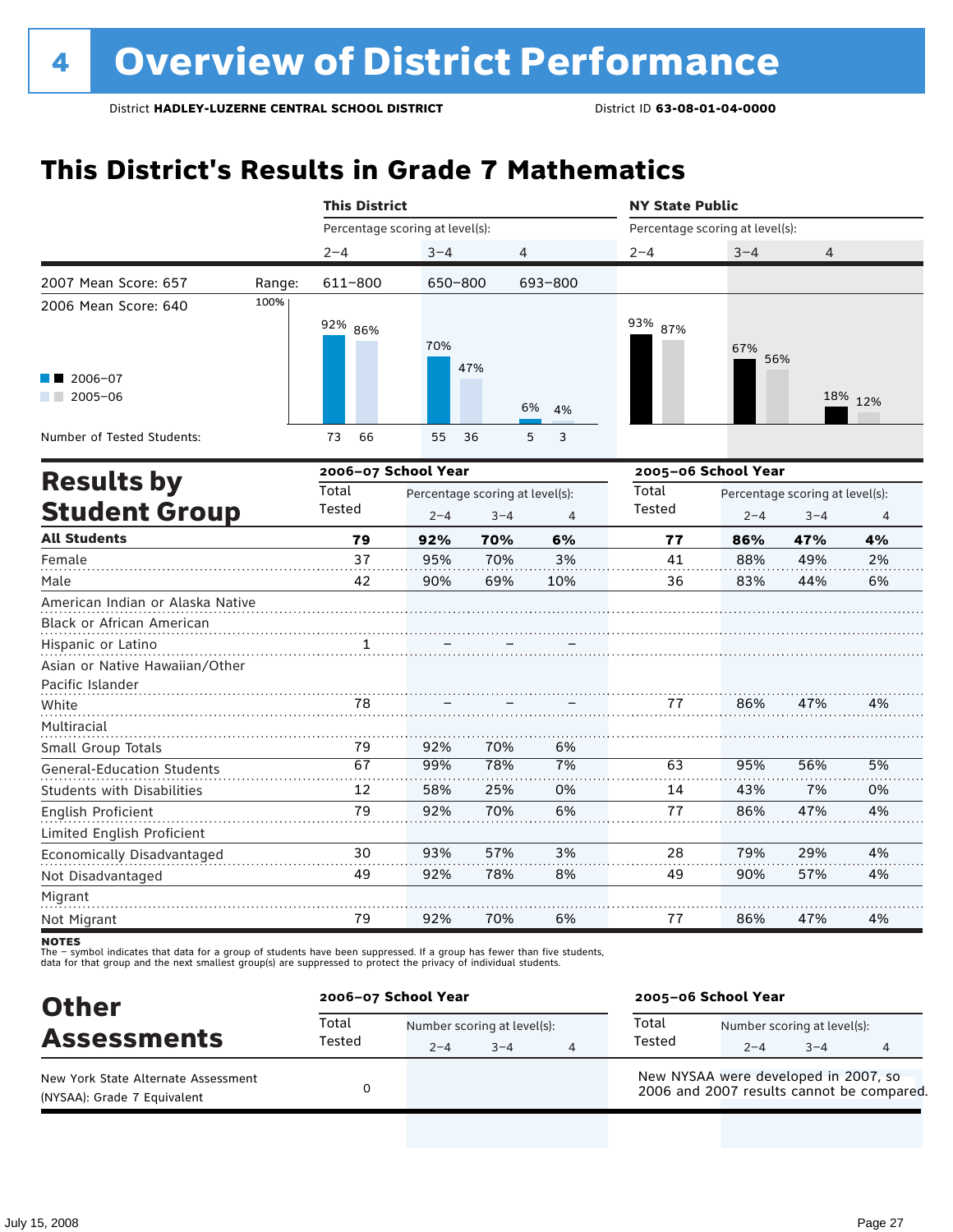# 4 Overview of District Performance

District **HADLEY-LUZERNE CENTRAL SCHOOL DISTRICT** District ID **63-08-01-04-0000**

## This District's Results in Grade 7 Mathematics

This District — Percentage scoring at level(s): 2–4, 3–4, 4

NY State Public — Percentage scoring at level(s): 2–4, 3–4, 4

2007 Mean Score: 657 Range: 611–800, 650–800, 693–800

2006 Mean Score: 640

100%

2006–07
2005–06

92% 86% 70% 47% 6% 4%

93% 87% 67% 56% 18% 12%

Number of Tested Students: 73 66 55 36 5 3

## Results by Student Group

| | 2006–07 School Year | | | | 2005–06 School Year | | | |
|---|---|---|---|---|---|---|---|---|
| | Total Tested | Percentage scoring at level(s): 2–4 | 3–4 | 4 | Total Tested | Percentage scoring at level(s): 2–4 | 3–4 | 4 |
| **All Students** | **79** | **92%** | **70%** | **6%** | **77** | **86%** | **47%** | **4%** |
| Female | 37 | 95% | 70% | 3% | 41 | 88% | 49% | 2% |
| Male | 42 | 90% | 69% | 10% | 36 | 83% | 44% | 6% |
| American Indian or Alaska Native | | | | | | | | |
| Black or African American | | | | | | | | |
| Hispanic or Latino | 1 | – | – | – | | | | |
| Asian or Native Hawaiian/Other Pacific Islander | | | | | | | | |
| White | 78 | – | – | – | 77 | 86% | 47% | 4% |
| Multiracial | | | | | | | | |
| Small Group Totals | 79 | 92% | 70% | 6% | | | | |
| General-Education Students | 67 | 99% | 78% | 7% | 63 | 95% | 56% | 5% |
| Students with Disabilities | 12 | 58% | 25% | 0% | 14 | 43% | 7% | 0% |
| English Proficient | 79 | 92% | 70% | 6% | 77 | 86% | 47% | 4% |
| Limited English Proficient | | | | | | | | |
| Economically Disadvantaged | 30 | 93% | 57% | 3% | 28 | 79% | 29% | 4% |
| Not Disadvantaged | 49 | 92% | 78% | 8% | 49 | 90% | 57% | 4% |
| Migrant | | | | | | | | |
| Not Migrant | 79 | 92% | 70% | 6% | 77 | 86% | 47% | 4% |

**NOTES**
The – symbol indicates that data for a group of students have been suppressed. If a group has fewer than five students, data for that group and the next smallest group(s) are suppressed to protect the privacy of individual students.

## Other Assessments

| | 2006–07 School Year | | | | 2005–06 School Year | | | |
|---|---|---|---|---|---|---|---|---|
| | Total Tested | Number scoring at level(s): 2–4 | 3–4 | 4 | Total Tested | Number scoring at level(s): 2–4 | 3–4 | 4 |
| New York State Alternate Assessment (NYSAA): Grade 7 Equivalent | 0 | | | | New NYSAA were developed in 2007, so 2006 and 2007 results cannot be compared. | | | |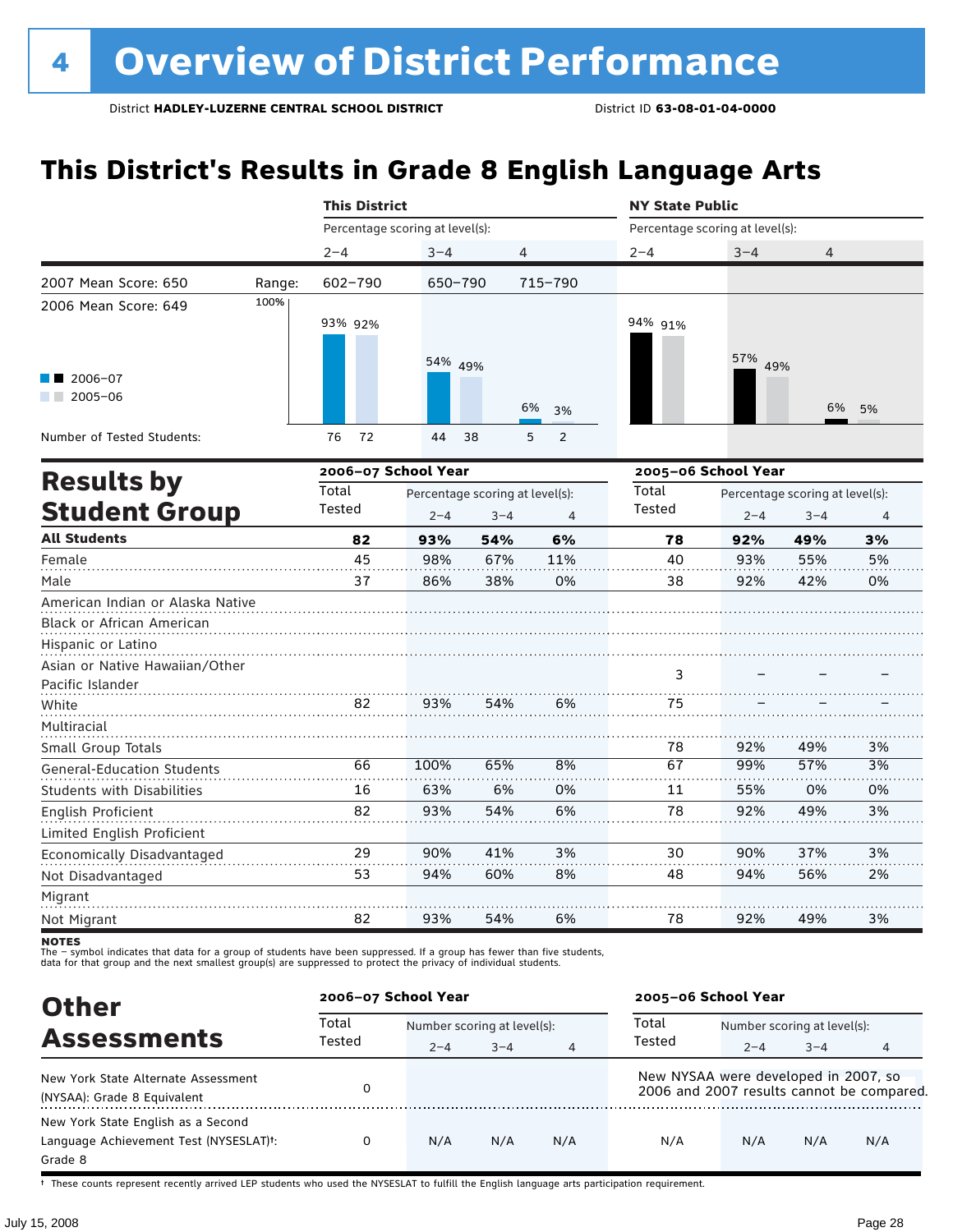# 4 Overview of District Performance

District **HADLEY-LUZERNE CENTRAL SCHOOL DISTRICT** District ID **63-08-01-04-0000**

## This District's Results in Grade 8 English Language Arts

| | | This District | | | NY State Public | | |
|---|---|---|---|---|---|---|---|
| | | Percentage scoring at level(s): | | | Percentage scoring at level(s): | | |
| | | 2–4 | 3–4 | 4 | 2–4 | 3–4 | 4 |
| 2007 Mean Score: 650 | Range: | 602–790 | 650–790 | 715–790 | | | |
| 2006 Mean Score: 649 | | | | | | | |

100%

93% 92%
54% 49%
6% 3%
94% 91%
57% 49%
6% 5%

2006–07
2005–06

Number of Tested Students: 76 72 44 38 5 2

## Results by Student Group

| | 2006–07 School Year | | | | 2005–06 School Year | | | |
|---|---|---|---|---|---|---|---|---|
| | Total Tested | Percentage scoring at level(s): | | | Total Tested | Percentage scoring at level(s): | | |
| | | 2–4 | 3–4 | 4 | | 2–4 | 3–4 | 4 |
| **All Students** | **82** | **93%** | **54%** | **6%** | **78** | **92%** | **49%** | **3%** |
| Female | 45 | 98% | 67% | 11% | 40 | 93% | 55% | 5% |
| Male | 37 | 86% | 38% | 0% | 38 | 92% | 42% | 0% |
| American Indian or Alaska Native | | | | | | | | |
| Black or African American | | | | | | | | |
| Hispanic or Latino | | | | | | | | |
| Asian or Native Hawaiian/Other Pacific Islander | | | | | 3 | – | – | – |
| White | 82 | 93% | 54% | 6% | 75 | – | – | – |
| Multiracial | | | | | | | | |
| Small Group Totals | | | | | 78 | 92% | 49% | 3% |
| General-Education Students | 66 | 100% | 65% | 8% | 67 | 99% | 57% | 3% |
| Students with Disabilities | 16 | 63% | 6% | 0% | 11 | 55% | 0% | 0% |
| English Proficient | 82 | 93% | 54% | 6% | 78 | 92% | 49% | 3% |
| Limited English Proficient | | | | | | | | |
| Economically Disadvantaged | 29 | 90% | 41% | 3% | 30 | 90% | 37% | 3% |
| Not Disadvantaged | 53 | 94% | 60% | 8% | 48 | 94% | 56% | 2% |
| Migrant | | | | | | | | |
| Not Migrant | 82 | 93% | 54% | 6% | 78 | 92% | 49% | 3% |

**NOTES**
The – symbol indicates that data for a group of students have been suppressed. If a group has fewer than five students, data for that group and the next smallest group(s) are suppressed to protect the privacy of individual students.

## Other Assessments

| | 2006–07 School Year | | | | 2005–06 School Year | | | |
|---|---|---|---|---|---|---|---|---|
| | Total Tested | Number scoring at level(s): | | | Total Tested | Number scoring at level(s): | | |
| | | 2–4 | 3–4 | 4 | | 2–4 | 3–4 | 4 |
| New York State Alternate Assessment (NYSAA): Grade 8 Equivalent | 0 | | | | New NYSAA were developed in 2007, so 2006 and 2007 results cannot be compared. | | | |
| New York State English as a Second Language Achievement Test (NYSESLAT)†: Grade 8 | 0 | N/A | N/A | N/A | N/A | N/A | N/A | N/A |

† These counts represent recently arrived LEP students who used the NYSESLAT to fulfill the English language arts participation requirement.

July 15, 2008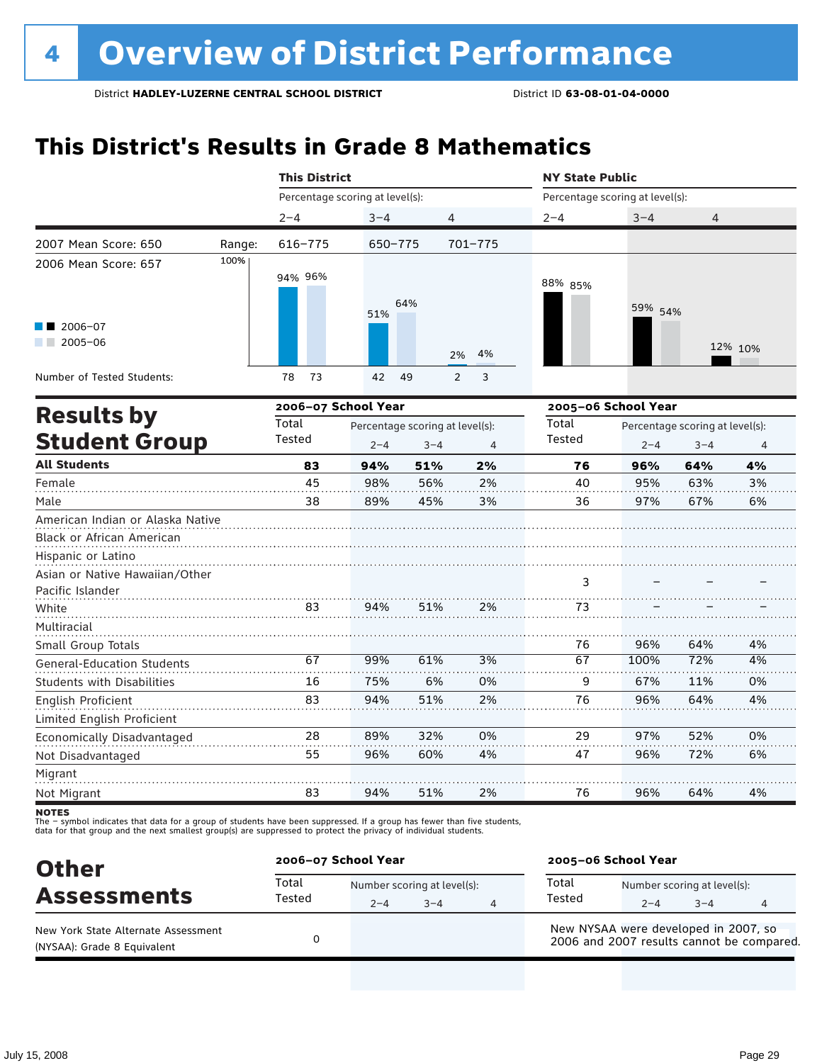# 4 Overview of District Performance

District **HADLEY-LUZERNE CENTRAL SCHOOL DISTRICT** District ID **63-08-01-04-0000**

## This District's Results in Grade 8 Mathematics

This District — Percentage scoring at level(s): 2–4, 3–4, 4

NY State Public — Percentage scoring at level(s): 2–4, 3–4, 4

2007 Mean Score: 650 Range: 616–775, 650–775, 701–775

2006 Mean Score: 657

100%

2006–07
2005–06

94% 96%
51% 64%
2% 4%

88% 85%
59% 54%
12% 10%

Number of Tested Students: 78 73 42 49 2 3

## Results by Student Group

| | 2006–07 School Year | | | | 2005–06 School Year | | | |
|---|---|---|---|---|---|---|---|---|
| | Total Tested | Percentage scoring at level(s): 2–4 | 3–4 | 4 | Total Tested | Percentage scoring at level(s): 2–4 | 3–4 | 4 |
| **All Students** | **83** | **94%** | **51%** | **2%** | **76** | **96%** | **64%** | **4%** |
| Female | 45 | 98% | 56% | 2% | 40 | 95% | 63% | 3% |
| Male | 38 | 89% | 45% | 3% | 36 | 97% | 67% | 6% |
| American Indian or Alaska Native | | | | | | | | |
| Black or African American | | | | | | | | |
| Hispanic or Latino | | | | | | | | |
| Asian or Native Hawaiian/Other Pacific Islander | | | | | 3 | – | – | – |
| White | 83 | 94% | 51% | 2% | 73 | – | – | – |
| Multiracial | | | | | | | | |
| Small Group Totals | | | | | 76 | 96% | 64% | 4% |
| General-Education Students | 67 | 99% | 61% | 3% | 67 | 100% | 72% | 4% |
| Students with Disabilities | 16 | 75% | 6% | 0% | 9 | 67% | 11% | 0% |
| English Proficient | 83 | 94% | 51% | 2% | 76 | 96% | 64% | 4% |
| Limited English Proficient | | | | | | | | |
| Economically Disadvantaged | 28 | 89% | 32% | 0% | 29 | 97% | 52% | 0% |
| Not Disadvantaged | 55 | 96% | 60% | 4% | 47 | 96% | 72% | 6% |
| Migrant | | | | | | | | |
| Not Migrant | 83 | 94% | 51% | 2% | 76 | 96% | 64% | 4% |

**NOTES**
The – symbol indicates that data for a group of students have been suppressed. If a group has fewer than five students, data for that group and the next smallest group(s) are suppressed to protect the privacy of individual students.

## Other Assessments

| | 2006–07 School Year | | | | 2005–06 School Year | | | |
|---|---|---|---|---|---|---|---|---|
| | Total Tested | Number scoring at level(s): 2–4 | 3–4 | 4 | Total Tested | Number scoring at level(s): 2–4 | 3–4 | 4 |
| New York State Alternate Assessment (NYSAA): Grade 8 Equivalent | 0 | | | | New NYSAA were developed in 2007, so 2006 and 2007 results cannot be compared. | | | |

July 15, 2008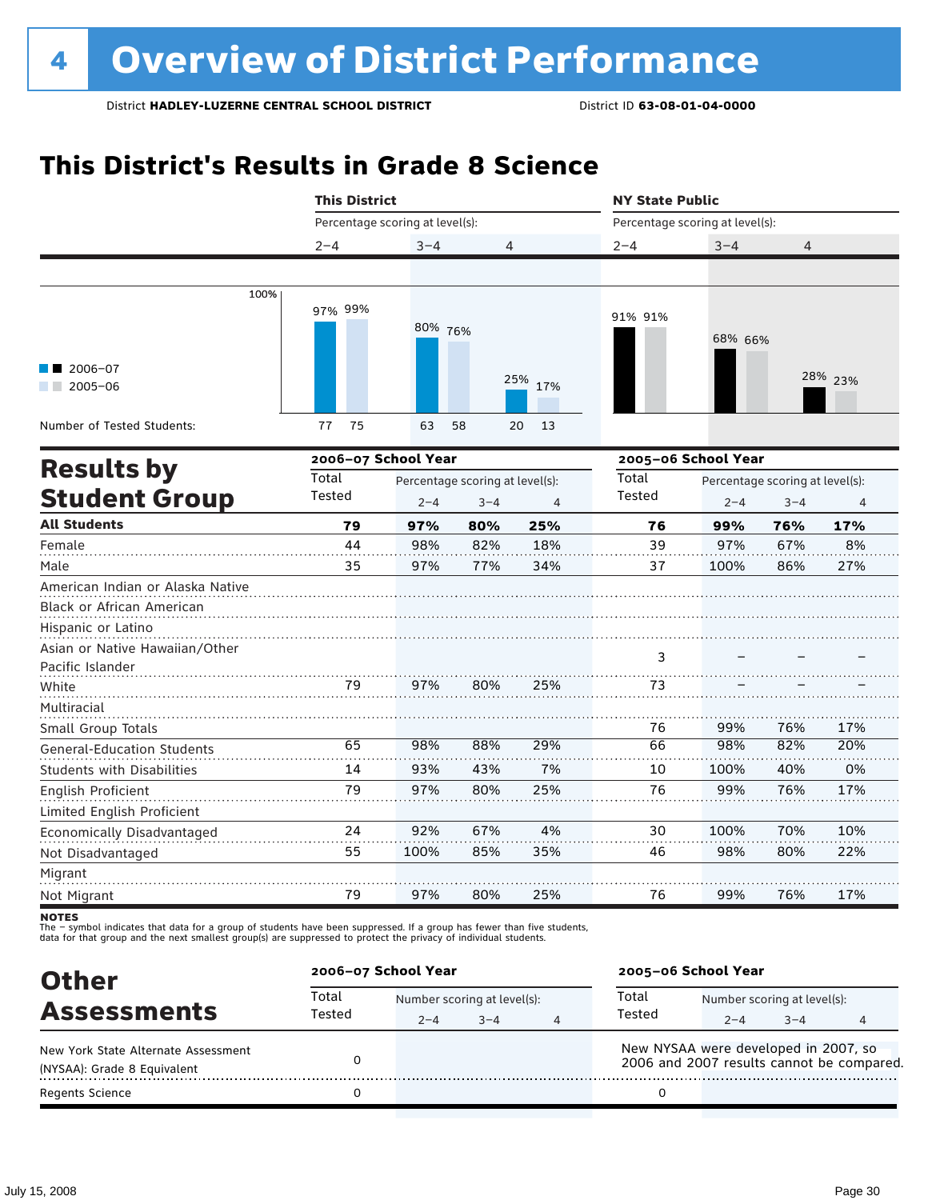# 4 Overview of District Performance

District **HADLEY-LUZERNE CENTRAL SCHOOL DISTRICT** District ID **63-08-01-04-0000**

## This District's Results in Grade 8 Science

**This District**

Percentage scoring at level(s):

2–4 3–4 4

**NY State Public**

Percentage scoring at level(s):

2–4 3–4 4

100%

2006–07
2005–06

This District: 97% 99% | 80% 76% | 25% 17%

NY State Public: 91% 91% | 68% 66% | 28% 23%

Number of Tested Students: 77 75 | 63 58 | 20 13

## Results by Student Group

| | 2006–07 School Year | | | | 2005–06 School Year | | | |
|---|---|---|---|---|---|---|---|---|
| | Total Tested | Percentage scoring at level(s): 2–4 | 3–4 | 4 | Total Tested | Percentage scoring at level(s): 2–4 | 3–4 | 4 |
| **All Students** | **79** | **97%** | **80%** | **25%** | **76** | **99%** | **76%** | **17%** |
| Female | 44 | 98% | 82% | 18% | 39 | 97% | 67% | 8% |
| Male | 35 | 97% | 77% | 34% | 37 | 100% | 86% | 27% |
| American Indian or Alaska Native | | | | | | | | |
| Black or African American | | | | | | | | |
| Hispanic or Latino | | | | | | | | |
| Asian or Native Hawaiian/Other Pacific Islander | | | | | 3 | – | – | – |
| White | 79 | 97% | 80% | 25% | 73 | – | – | – |
| Multiracial | | | | | | | | |
| Small Group Totals | | | | | 76 | 99% | 76% | 17% |
| General-Education Students | 65 | 98% | 88% | 29% | 66 | 98% | 82% | 20% |
| Students with Disabilities | 14 | 93% | 43% | 7% | 10 | 100% | 40% | 0% |
| English Proficient | 79 | 97% | 80% | 25% | 76 | 99% | 76% | 17% |
| Limited English Proficient | | | | | | | | |
| Economically Disadvantaged | 24 | 92% | 67% | 4% | 30 | 100% | 70% | 10% |
| Not Disadvantaged | 55 | 100% | 85% | 35% | 46 | 98% | 80% | 22% |
| Migrant | | | | | | | | |
| Not Migrant | 79 | 97% | 80% | 25% | 76 | 99% | 76% | 17% |

**NOTES**

The – symbol indicates that data for a group of students have been suppressed. If a group has fewer than five students, data for that group and the next smallest group(s) are suppressed to protect the privacy of individual students.

## Other Assessments

| | 2006–07 School Year | | | | 2005–06 School Year | | | |
|---|---|---|---|---|---|---|---|---|
| | Total Tested | Number scoring at level(s): 2–4 | 3–4 | 4 | Total Tested | Number scoring at level(s): 2–4 | 3–4 | 4 |
| New York State Alternate Assessment (NYSAA): Grade 8 Equivalent | 0 | | | | New NYSAA were developed in 2007, so 2006 and 2007 results cannot be compared. | | | |
| Regents Science | 0 | | | | 0 | | | |

July 15, 2008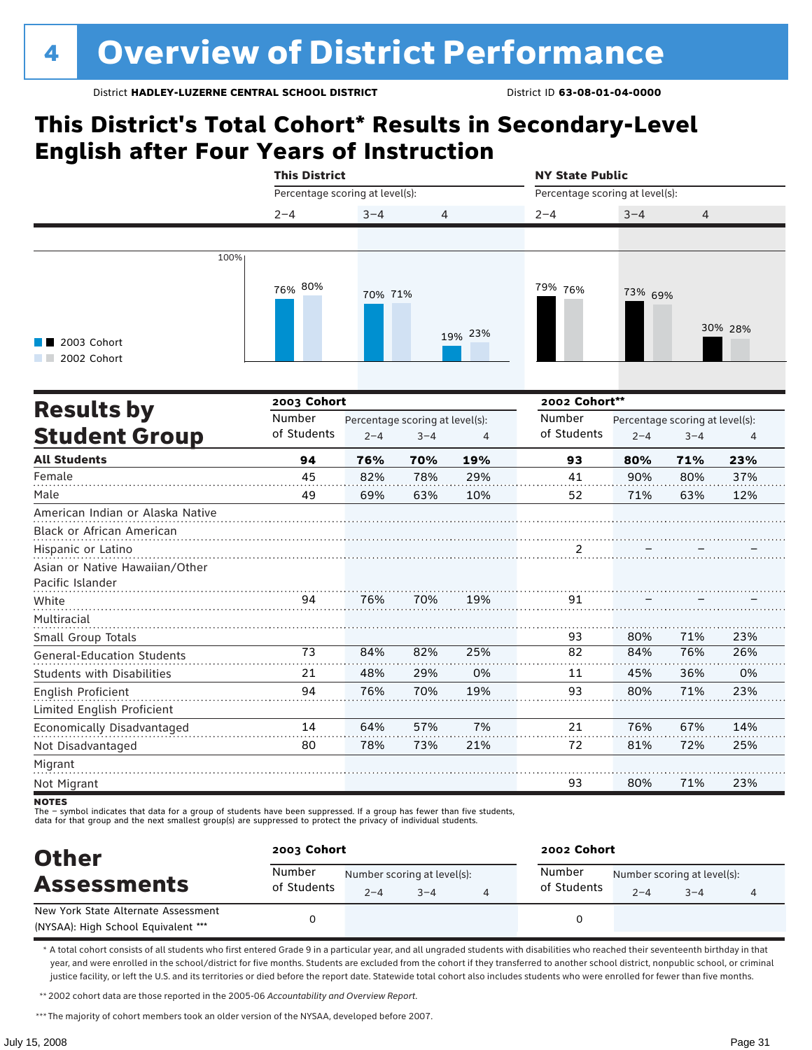# 4 Overview of District Performance

District **HADLEY-LUZERNE CENTRAL SCHOOL DISTRICT** District ID **63-08-01-04-0000**

## This District's Total Cohort* Results in Secondary-Level English after Four Years of Instruction

| | This District | | | NY State Public | | |
|---|---|---|---|---|---|---|
| Percentage scoring at level(s): | 2–4 | 3–4 | 4 | 2–4 | 3–4 | 4 |
| 2003 Cohort | 76% | 70% | 19% | 79% | 73% | 30% |
| 2002 Cohort | 80% | 71% | 23% | 76% | 69% | 28% |

## Results by Student Group

| | 2003 Cohort | | | | 2002 Cohort** | | | |
|---|---|---|---|---|---|---|---|---|
| | Number of Students | Percentage scoring at level(s): 2–4 | 3–4 | 4 | Number of Students | Percentage scoring at level(s): 2–4 | 3–4 | 4 |
| **All Students** | **94** | **76%** | **70%** | **19%** | **93** | **80%** | **71%** | **23%** |
| Female | 45 | 82% | 78% | 29% | 41 | 90% | 80% | 37% |
| Male | 49 | 69% | 63% | 10% | 52 | 71% | 63% | 12% |
| American Indian or Alaska Native | | | | | | | | |
| Black or African American | | | | | | | | |
| Hispanic or Latino | | | | | 2 | – | – | – |
| Asian or Native Hawaiian/Other Pacific Islander | | | | | | | | |
| White | 94 | 76% | 70% | 19% | 91 | – | – | – |
| Multiracial | | | | | | | | |
| Small Group Totals | | | | | 93 | 80% | 71% | 23% |
| General-Education Students | 73 | 84% | 82% | 25% | 82 | 84% | 76% | 26% |
| Students with Disabilities | 21 | 48% | 29% | 0% | 11 | 45% | 36% | 0% |
| English Proficient | 94 | 76% | 70% | 19% | 93 | 80% | 71% | 23% |
| Limited English Proficient | | | | | | | | |
| Economically Disadvantaged | 14 | 64% | 57% | 7% | 21 | 76% | 67% | 14% |
| Not Disadvantaged | 80 | 78% | 73% | 21% | 72 | 81% | 72% | 25% |
| Migrant | | | | | | | | |
| Not Migrant | | | | | | | | | 93 | 80% | 71% | 23% |

**NOTES**
The – symbol indicates that data for a group of students have been suppressed. If a group has fewer than five students, data for that group and the next smallest group(s) are suppressed to protect the privacy of individual students.

## Other Assessments

| | 2003 Cohort | | | | 2002 Cohort | | | |
|---|---|---|---|---|---|---|---|---|
| | Number of Students | Number scoring at level(s): 2–4 | 3–4 | 4 | Number of Students | Number scoring at level(s): 2–4 | 3–4 | 4 |
| New York State Alternate Assessment (NYSAA): High School Equivalent *** | 0 | | | | 0 | | | |

\* A total cohort consists of all students who first entered Grade 9 in a particular year, and all ungraded students with disabilities who reached their seventeenth birthday in that year, and were enrolled in the school/district for five months. Students are excluded from the cohort if they transferred to another school district, nonpublic school, or criminal justice facility, or left the U.S. and its territories or died before the report date. Statewide total cohort also includes students who were enrolled for fewer than five months.

** 2002 cohort data are those reported in the 2005-06 *Accountability and Overview Report*.

*** The majority of cohort members took an older version of the NYSAA, developed before 2007.

July 15, 2008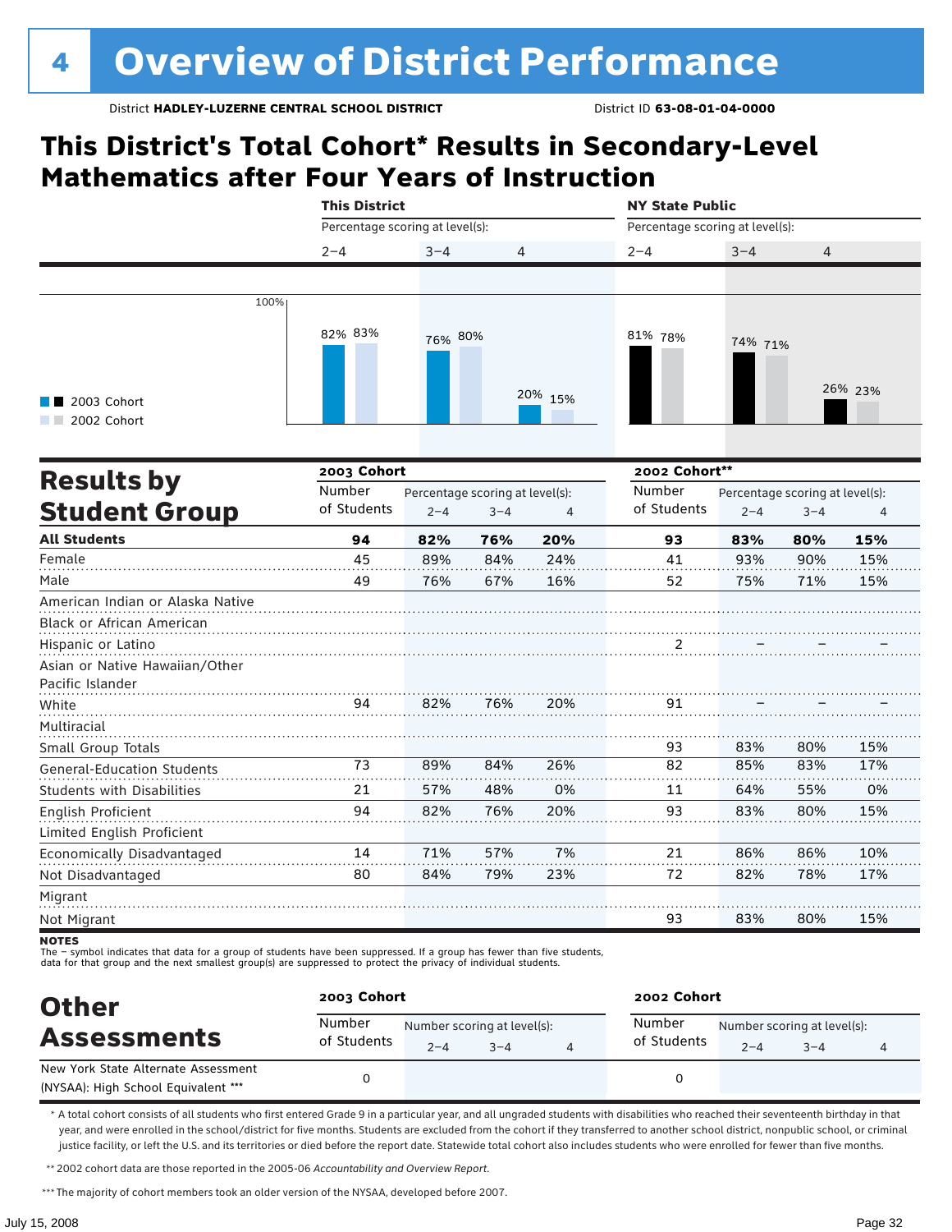# 4 Overview of District Performance

District **HADLEY-LUZERNE CENTRAL SCHOOL DISTRICT** District ID **63-08-01-04-0000**

## This District's Total Cohort* Results in Secondary-Level Mathematics after Four Years of Instruction

This District
Percentage scoring at level(s):
2–4 3–4 4

NY State Public
Percentage scoring at level(s):
2–4 3–4 4

100%

82% 83% 76% 80% 20% 15%

81% 78% 74% 71% 26% 23%

2003 Cohort
2002 Cohort

## Results by Student Group

| | 2003 Cohort | | | | 2002 Cohort** | | | |
|---|---|---|---|---|---|---|---|---|
| | Number of Students | Percentage scoring at level(s): 2–4 | 3–4 | 4 | Number of Students | Percentage scoring at level(s): 2–4 | 3–4 | 4 |
| **All Students** | **94** | **82%** | **76%** | **20%** | **93** | **83%** | **80%** | **15%** |
| Female | 45 | 89% | 84% | 24% | 41 | 93% | 90% | 15% |
| Male | 49 | 76% | 67% | 16% | 52 | 75% | 71% | 15% |
| American Indian or Alaska Native | | | | | | | | |
| Black or African American | | | | | | | | |
| Hispanic or Latino | | | | | 2 | – | – | – |
| Asian or Native Hawaiian/Other Pacific Islander | | | | | | | | |
| White | 94 | 82% | 76% | 20% | 91 | – | – | – |
| Multiracial | | | | | | | | |
| Small Group Totals | | | | | 93 | 83% | 80% | 15% |
| General-Education Students | 73 | 89% | 84% | 26% | 82 | 85% | 83% | 17% |
| Students with Disabilities | 21 | 57% | 48% | 0% | 11 | 64% | 55% | 0% |
| English Proficient | 94 | 82% | 76% | 20% | 93 | 83% | 80% | 15% |
| Limited English Proficient | | | | | | | | |
| Economically Disadvantaged | 14 | 71% | 57% | 7% | 21 | 86% | 86% | 10% |
| Not Disadvantaged | 80 | 84% | 79% | 23% | 72 | 82% | 78% | 17% |
| Migrant | | | | | | | | |
| Not Migrant | | | | | 93 | 83% | 80% | 15% |

**NOTES**
The – symbol indicates that data for a group of students have been suppressed. If a group has fewer than five students, data for that group and the next smallest group(s) are suppressed to protect the privacy of individual students.

## Other Assessments

| | 2003 Cohort | | | | 2002 Cohort | | | |
|---|---|---|---|---|---|---|---|---|
| | Number of Students | Number scoring at level(s): 2–4 | 3–4 | 4 | Number of Students | Number scoring at level(s): 2–4 | 3–4 | 4 |
| New York State Alternate Assessment (NYSAA): High School Equivalent *** | 0 | | | | 0 | | | |

\* A total cohort consists of all students who first entered Grade 9 in a particular year, and all ungraded students with disabilities who reached their seventeenth birthday in that year, and were enrolled in the school/district for five months. Students are excluded from the cohort if they transferred to another school district, nonpublic school, or criminal justice facility, or left the U.S. and its territories or died before the report date. Statewide total cohort also includes students who were enrolled for fewer than five months.

** 2002 cohort data are those reported in the 2005-06 *Accountability and Overview Report*.

*** The majority of cohort members took an older version of the NYSAA, developed before 2007.

July 15, 2008